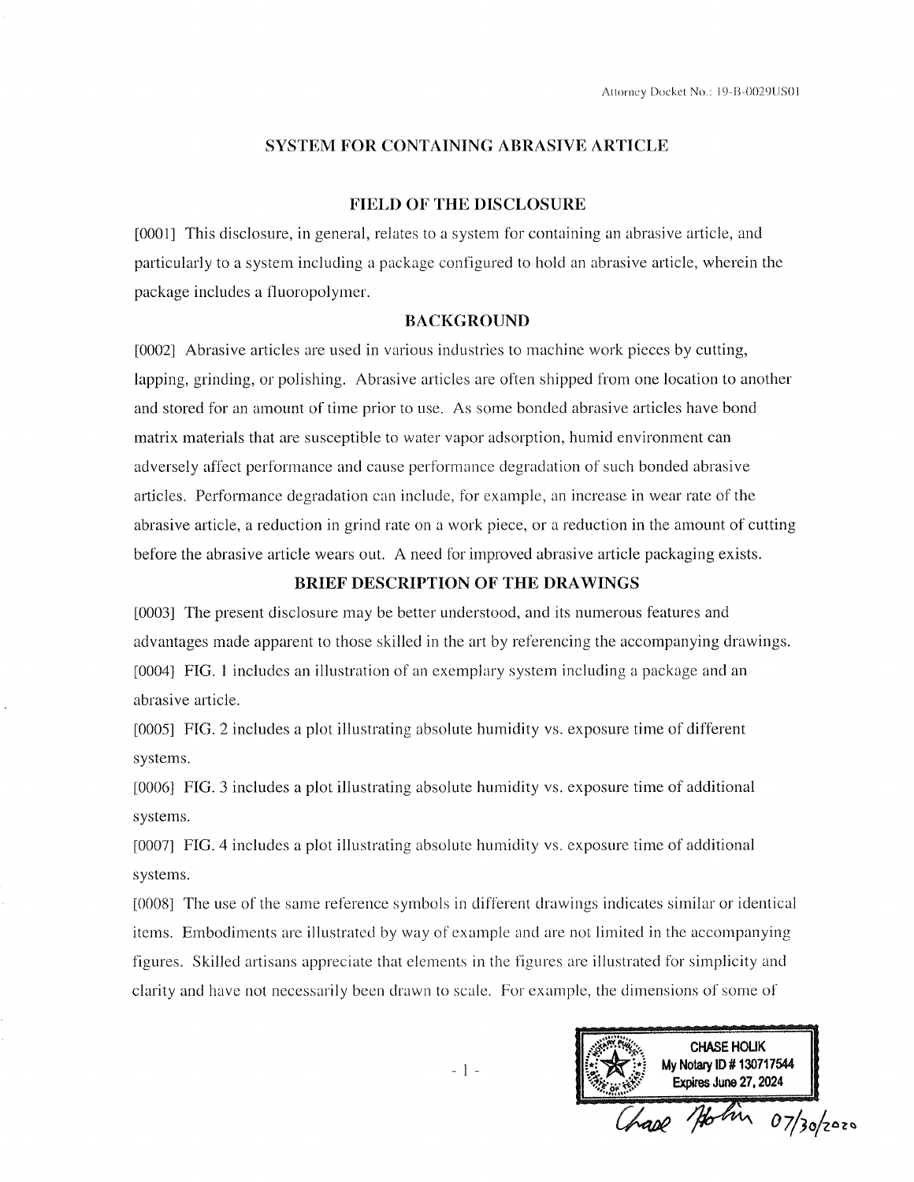Attorney Docket No.: 19-B-0029US01

# SYSTEM FOR CONTAINING ABRASIVE ARTICLE

## FIELD OF THE DISCLOSURE

[0001] This disclosure, in general, relates to a system for containing an abrasive article, and particularly to a system including a package configured to hold an abrasive article, wherein the package includes a fluoropolymer.

## BACKGROUND

[0002] Abrasive articles are used in various industries to machine work pieces by cutting, lapping, grinding, or polishing. Abrasive articles are often shipped from one location to another and stored for an amount of time prior to use. As some bonded abrasive articles have bond matrix materials that are susceptible to water vapor adsorption, humid environment can adversely affect performance and cause performance degradation of such bonded abrasive articles. Performance degradation can include, for example, an increase in wear rate of the abrasive article, a reduction in grind rate on a work piece, or a reduction in the amount of cutting before the abrasive article wears out. A need for improved abrasive article packaging exists.

## BRIEF DESCRIPTION OF THE DRAWINGS

[0003] The present disclosure may be better understood, and its numerous features and advantages made apparent to those skilled in the art by referencing the accompanying drawings.

[0004] FIG. 1 includes an illustration of an exemplary system including a package and an abrasive article.

[0005] FIG. 2 includes a plot illustrating absolute humidity vs. exposure time of different systems.

[0006] FIG. 3 includes a plot illustrating absolute humidity vs. exposure time of additional systems.

[0007] FIG. 4 includes a plot illustrating absolute humidity vs. exposure time of additional systems.

[0008] The use of the same reference symbols in different drawings indicates similar or identical items. Embodiments are illustrated by way of example and are not limited in the accompanying figures. Skilled artisans appreciate that elements in the figures are illustrated for simplicity and clarity and have not necessarily been drawn to scale. For example, the dimensions of some of

CHASE HOLIK
My Notary ID # 130717544
Expires June 27, 2024

Chase Holik 07/30/2020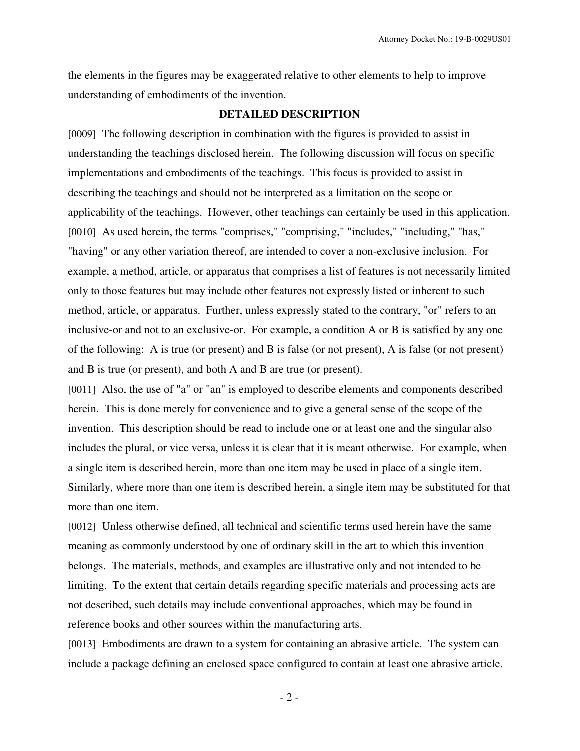the elements in the figures may be exaggerated relative to other elements to help to improve understanding of embodiments of the invention.

## DETAILED DESCRIPTION

[0009] The following description in combination with the figures is provided to assist in understanding the teachings disclosed herein. The following discussion will focus on specific implementations and embodiments of the teachings. This focus is provided to assist in describing the teachings and should not be interpreted as a limitation on the scope or applicability of the teachings. However, other teachings can certainly be used in this application.

[0010] As used herein, the terms "comprises," "comprising," "includes," "including," "has," "having" or any other variation thereof, are intended to cover a non-exclusive inclusion. For example, a method, article, or apparatus that comprises a list of features is not necessarily limited only to those features but may include other features not expressly listed or inherent to such method, article, or apparatus. Further, unless expressly stated to the contrary, "or" refers to an inclusive-or and not to an exclusive-or. For example, a condition A or B is satisfied by any one of the following: A is true (or present) and B is false (or not present), A is false (or not present) and B is true (or present), and both A and B are true (or present).

[0011] Also, the use of "a" or "an" is employed to describe elements and components described herein. This is done merely for convenience and to give a general sense of the scope of the invention. This description should be read to include one or at least one and the singular also includes the plural, or vice versa, unless it is clear that it is meant otherwise. For example, when a single item is described herein, more than one item may be used in place of a single item. Similarly, where more than one item is described herein, a single item may be substituted for that more than one item.

[0012] Unless otherwise defined, all technical and scientific terms used herein have the same meaning as commonly understood by one of ordinary skill in the art to which this invention belongs. The materials, methods, and examples are illustrative only and not intended to be limiting. To the extent that certain details regarding specific materials and processing acts are not described, such details may include conventional approaches, which may be found in reference books and other sources within the manufacturing arts.

[0013] Embodiments are drawn to a system for containing an abrasive article. The system can include a package defining an enclosed space configured to contain at least one abrasive article.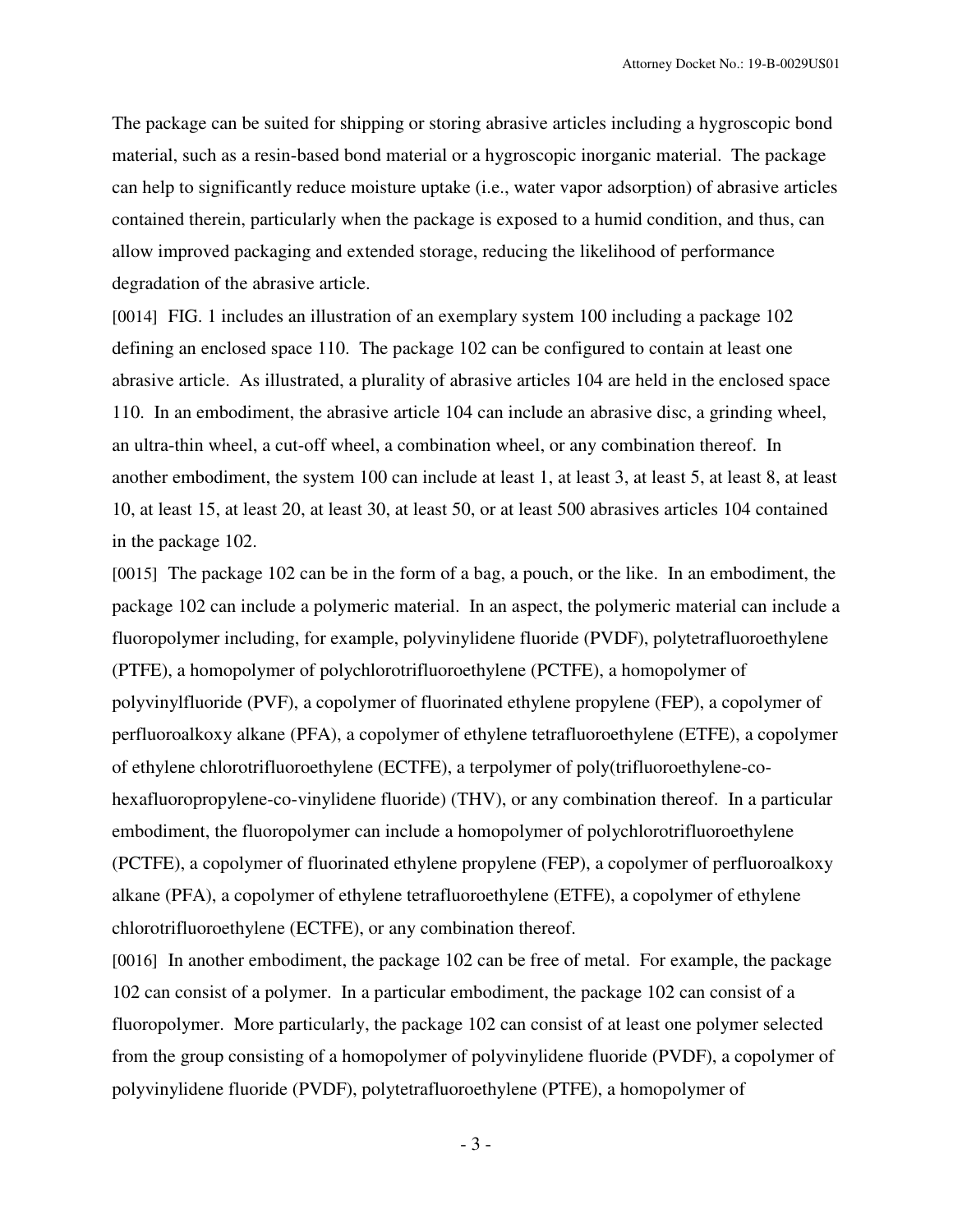The package can be suited for shipping or storing abrasive articles including a hygroscopic bond material, such as a resin-based bond material or a hygroscopic inorganic material. The package can help to significantly reduce moisture uptake (i.e., water vapor adsorption) of abrasive articles contained therein, particularly when the package is exposed to a humid condition, and thus, can allow improved packaging and extended storage, reducing the likelihood of performance degradation of the abrasive article.

[0014] FIG. 1 includes an illustration of an exemplary system 100 including a package 102 defining an enclosed space 110. The package 102 can be configured to contain at least one abrasive article. As illustrated, a plurality of abrasive articles 104 are held in the enclosed space 110. In an embodiment, the abrasive article 104 can include an abrasive disc, a grinding wheel, an ultra-thin wheel, a cut-off wheel, a combination wheel, or any combination thereof. In another embodiment, the system 100 can include at least 1, at least 3, at least 5, at least 8, at least 10, at least 15, at least 20, at least 30, at least 50, or at least 500 abrasives articles 104 contained in the package 102.

[0015] The package 102 can be in the form of a bag, a pouch, or the like. In an embodiment, the package 102 can include a polymeric material. In an aspect, the polymeric material can include a fluoropolymer including, for example, polyvinylidene fluoride (PVDF), polytetrafluoroethylene (PTFE), a homopolymer of polychlorotrifluoroethylene (PCTFE), a homopolymer of polyvinylfluoride (PVF), a copolymer of fluorinated ethylene propylene (FEP), a copolymer of perfluoroalkoxy alkane (PFA), a copolymer of ethylene tetrafluoroethylene (ETFE), a copolymer of ethylene chlorotrifluoroethylene (ECTFE), a terpolymer of poly(trifluoroethylene-co-hexafluoropropylene-co-vinylidene fluoride) (THV), or any combination thereof. In a particular embodiment, the fluoropolymer can include a homopolymer of polychlorotrifluoroethylene (PCTFE), a copolymer of fluorinated ethylene propylene (FEP), a copolymer of perfluoroalkoxy alkane (PFA), a copolymer of ethylene tetrafluoroethylene (ETFE), a copolymer of ethylene chlorotrifluoroethylene (ECTFE), or any combination thereof.

[0016] In another embodiment, the package 102 can be free of metal. For example, the package 102 can consist of a polymer. In a particular embodiment, the package 102 can consist of a fluoropolymer. More particularly, the package 102 can consist of at least one polymer selected from the group consisting of a homopolymer of polyvinylidene fluoride (PVDF), a copolymer of polyvinylidene fluoride (PVDF), polytetrafluoroethylene (PTFE), a homopolymer of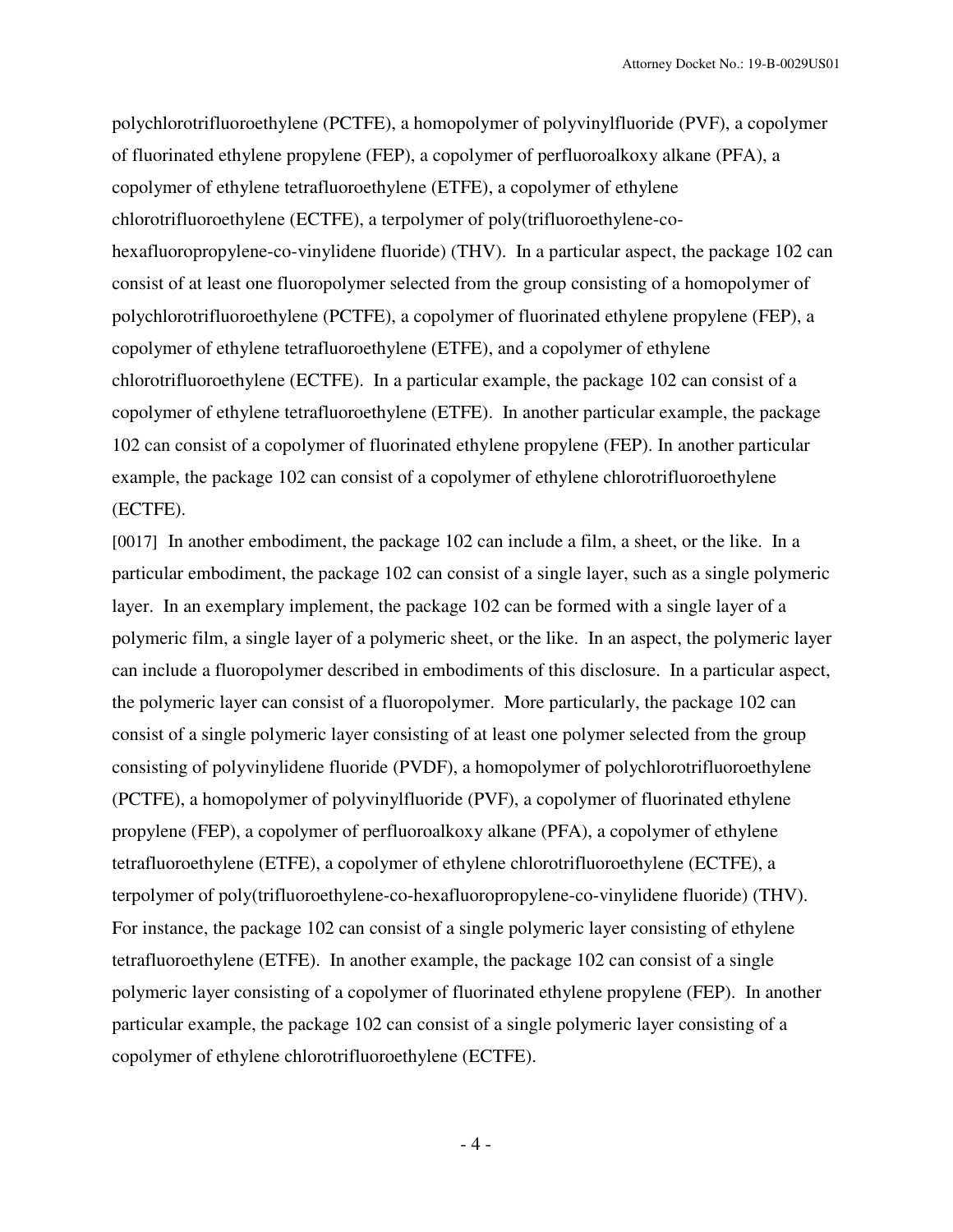polychlorotrifluoroethylene (PCTFE), a homopolymer of polyvinylfluoride (PVF), a copolymer of fluorinated ethylene propylene (FEP), a copolymer of perfluoroalkoxy alkane (PFA), a copolymer of ethylene tetrafluoroethylene (ETFE), a copolymer of ethylene chlorotrifluoroethylene (ECTFE), a terpolymer of poly(trifluoroethylene-co-hexafluoropropylene-co-vinylidene fluoride) (THV). In a particular aspect, the package 102 can consist of at least one fluoropolymer selected from the group consisting of a homopolymer of polychlorotrifluoroethylene (PCTFE), a copolymer of fluorinated ethylene propylene (FEP), a copolymer of ethylene tetrafluoroethylene (ETFE), and a copolymer of ethylene chlorotrifluoroethylene (ECTFE). In a particular example, the package 102 can consist of a copolymer of ethylene tetrafluoroethylene (ETFE). In another particular example, the package 102 can consist of a copolymer of fluorinated ethylene propylene (FEP). In another particular example, the package 102 can consist of a copolymer of ethylene chlorotrifluoroethylene (ECTFE).

[0017] In another embodiment, the package 102 can include a film, a sheet, or the like. In a particular embodiment, the package 102 can consist of a single layer, such as a single polymeric layer. In an exemplary implement, the package 102 can be formed with a single layer of a polymeric film, a single layer of a polymeric sheet, or the like. In an aspect, the polymeric layer can include a fluoropolymer described in embodiments of this disclosure. In a particular aspect, the polymeric layer can consist of a fluoropolymer. More particularly, the package 102 can consist of a single polymeric layer consisting of at least one polymer selected from the group consisting of polyvinylidene fluoride (PVDF), a homopolymer of polychlorotrifluoroethylene (PCTFE), a homopolymer of polyvinylfluoride (PVF), a copolymer of fluorinated ethylene propylene (FEP), a copolymer of perfluoroalkoxy alkane (PFA), a copolymer of ethylene tetrafluoroethylene (ETFE), a copolymer of ethylene chlorotrifluoroethylene (ECTFE), a terpolymer of poly(trifluoroethylene-co-hexafluoropropylene-co-vinylidene fluoride) (THV). For instance, the package 102 can consist of a single polymeric layer consisting of ethylene tetrafluoroethylene (ETFE). In another example, the package 102 can consist of a single polymeric layer consisting of a copolymer of fluorinated ethylene propylene (FEP). In another particular example, the package 102 can consist of a single polymeric layer consisting of a copolymer of ethylene chlorotrifluoroethylene (ECTFE).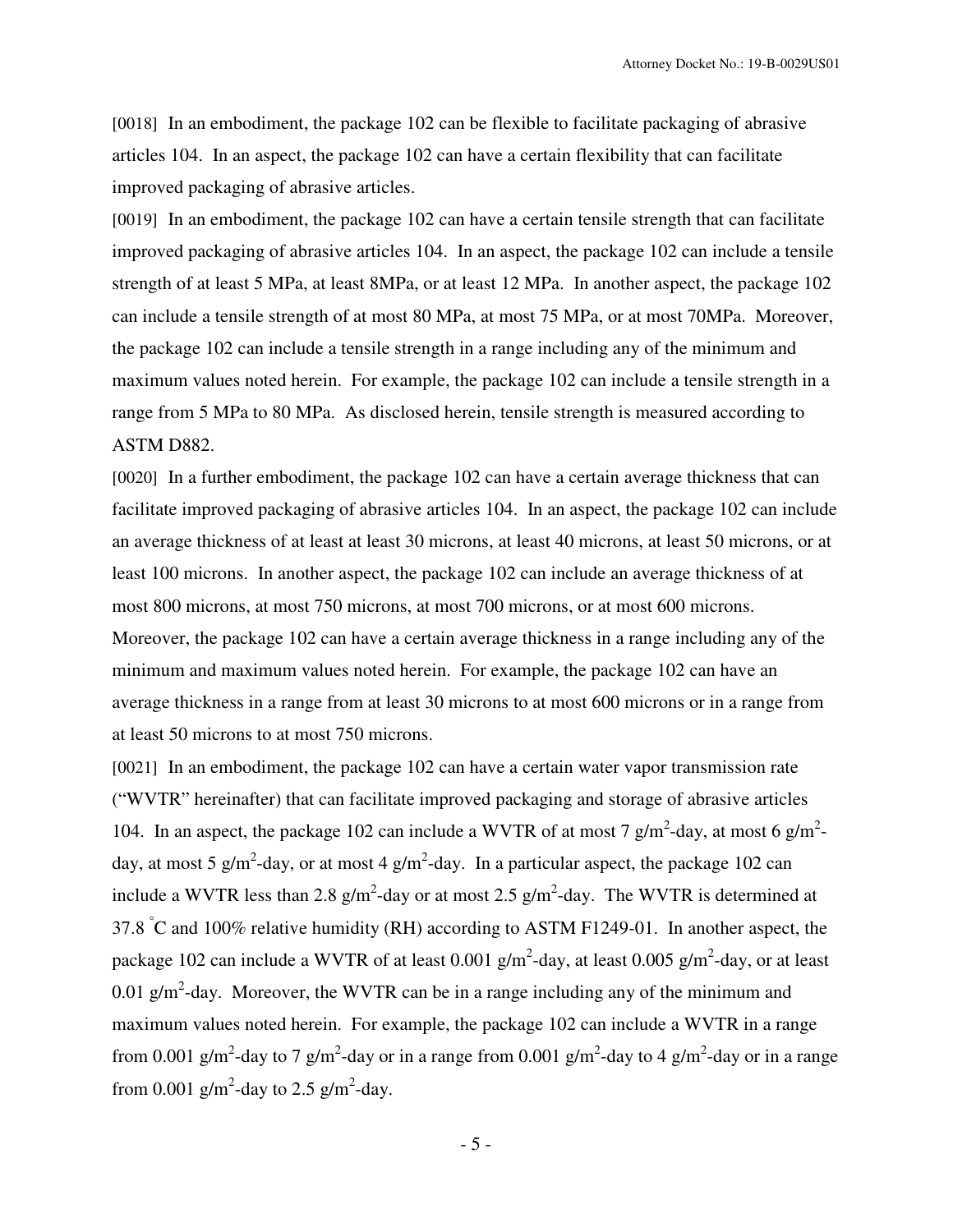[0018] In an embodiment, the package 102 can be flexible to facilitate packaging of abrasive articles 104. In an aspect, the package 102 can have a certain flexibility that can facilitate improved packaging of abrasive articles.

[0019] In an embodiment, the package 102 can have a certain tensile strength that can facilitate improved packaging of abrasive articles 104. In an aspect, the package 102 can include a tensile strength of at least 5 MPa, at least 8MPa, or at least 12 MPa. In another aspect, the package 102 can include a tensile strength of at most 80 MPa, at most 75 MPa, or at most 70MPa. Moreover, the package 102 can include a tensile strength in a range including any of the minimum and maximum values noted herein. For example, the package 102 can include a tensile strength in a range from 5 MPa to 80 MPa. As disclosed herein, tensile strength is measured according to ASTM D882.

[0020] In a further embodiment, the package 102 can have a certain average thickness that can facilitate improved packaging of abrasive articles 104. In an aspect, the package 102 can include an average thickness of at least at least 30 microns, at least 40 microns, at least 50 microns, or at least 100 microns. In another aspect, the package 102 can include an average thickness of at most 800 microns, at most 750 microns, at most 700 microns, or at most 600 microns. Moreover, the package 102 can have a certain average thickness in a range including any of the minimum and maximum values noted herein. For example, the package 102 can have an average thickness in a range from at least 30 microns to at most 600 microns or in a range from at least 50 microns to at most 750 microns.

[0021] In an embodiment, the package 102 can have a certain water vapor transmission rate ("WVTR" hereinafter) that can facilitate improved packaging and storage of abrasive articles 104. In an aspect, the package 102 can include a WVTR of at most 7 $g/m^2$-day, at most 6 $g/m^2$-day, at most 5 $g/m^2$-day, or at most 4 $g/m^2$-day. In a particular aspect, the package 102 can include a WVTR less than 2.8 $g/m^2$-day or at most 2.5 $g/m^2$-day. The WVTR is determined at 37.8 $^{\circ}$C and 100% relative humidity (RH) according to ASTM F1249-01. In another aspect, the package 102 can include a WVTR of at least 0.001 $g/m^2$-day, at least 0.005 $g/m^2$-day, or at least 0.01 $g/m^2$-day. Moreover, the WVTR can be in a range including any of the minimum and maximum values noted herein. For example, the package 102 can include a WVTR in a range from 0.001 $g/m^2$-day to 7 $g/m^2$-day or in a range from 0.001 $g/m^2$-day to 4 $g/m^2$-day or in a range from 0.001 $g/m^2$-day to 2.5 $g/m^2$-day.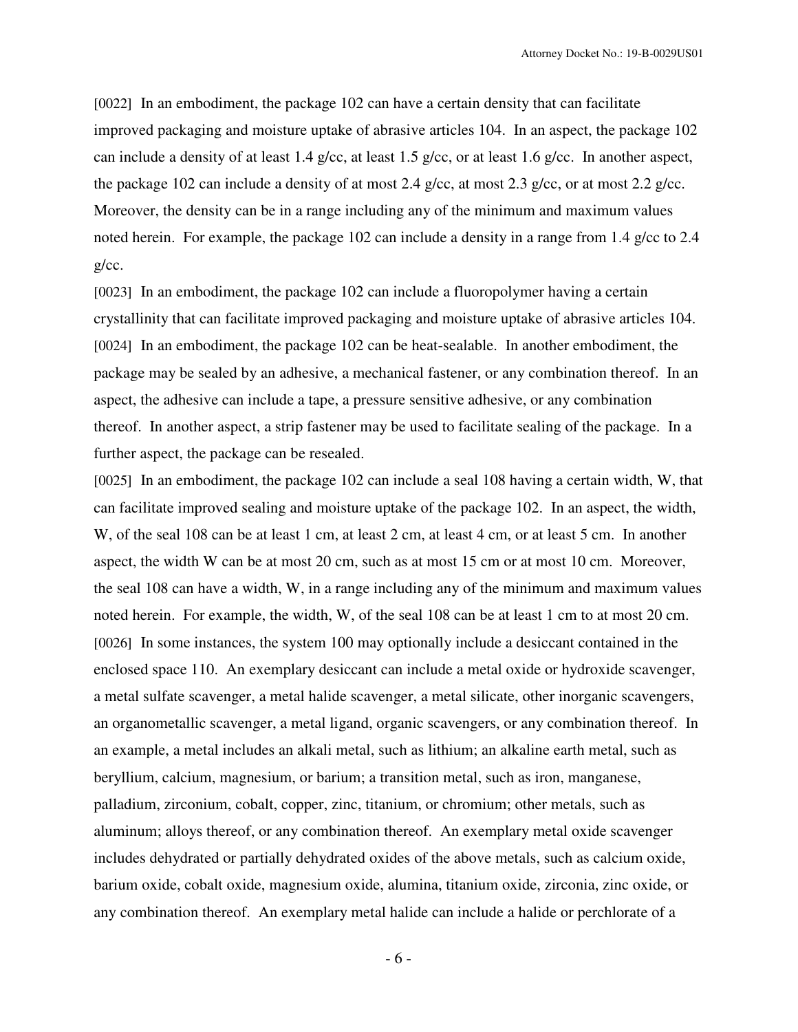[0022] In an embodiment, the package 102 can have a certain density that can facilitate improved packaging and moisture uptake of abrasive articles 104. In an aspect, the package 102 can include a density of at least 1.4 g/cc, at least 1.5 g/cc, or at least 1.6 g/cc. In another aspect, the package 102 can include a density of at most 2.4 g/cc, at most 2.3 g/cc, or at most 2.2 g/cc. Moreover, the density can be in a range including any of the minimum and maximum values noted herein. For example, the package 102 can include a density in a range from 1.4 g/cc to 2.4 g/cc.

[0023] In an embodiment, the package 102 can include a fluoropolymer having a certain crystallinity that can facilitate improved packaging and moisture uptake of abrasive articles 104.

[0024] In an embodiment, the package 102 can be heat-sealable. In another embodiment, the package may be sealed by an adhesive, a mechanical fastener, or any combination thereof. In an aspect, the adhesive can include a tape, a pressure sensitive adhesive, or any combination thereof. In another aspect, a strip fastener may be used to facilitate sealing of the package. In a further aspect, the package can be resealed.

[0025] In an embodiment, the package 102 can include a seal 108 having a certain width, W, that can facilitate improved sealing and moisture uptake of the package 102. In an aspect, the width, W, of the seal 108 can be at least 1 cm, at least 2 cm, at least 4 cm, or at least 5 cm. In another aspect, the width W can be at most 20 cm, such as at most 15 cm or at most 10 cm. Moreover, the seal 108 can have a width, W, in a range including any of the minimum and maximum values noted herein. For example, the width, W, of the seal 108 can be at least 1 cm to at most 20 cm.

[0026] In some instances, the system 100 may optionally include a desiccant contained in the enclosed space 110. An exemplary desiccant can include a metal oxide or hydroxide scavenger, a metal sulfate scavenger, a metal halide scavenger, a metal silicate, other inorganic scavengers, an organometallic scavenger, a metal ligand, organic scavengers, or any combination thereof. In an example, a metal includes an alkali metal, such as lithium; an alkaline earth metal, such as beryllium, calcium, magnesium, or barium; a transition metal, such as iron, manganese, palladium, zirconium, cobalt, copper, zinc, titanium, or chromium; other metals, such as aluminum; alloys thereof, or any combination thereof. An exemplary metal oxide scavenger includes dehydrated or partially dehydrated oxides of the above metals, such as calcium oxide, barium oxide, cobalt oxide, magnesium oxide, alumina, titanium oxide, zirconia, zinc oxide, or any combination thereof. An exemplary metal halide can include a halide or perchlorate of a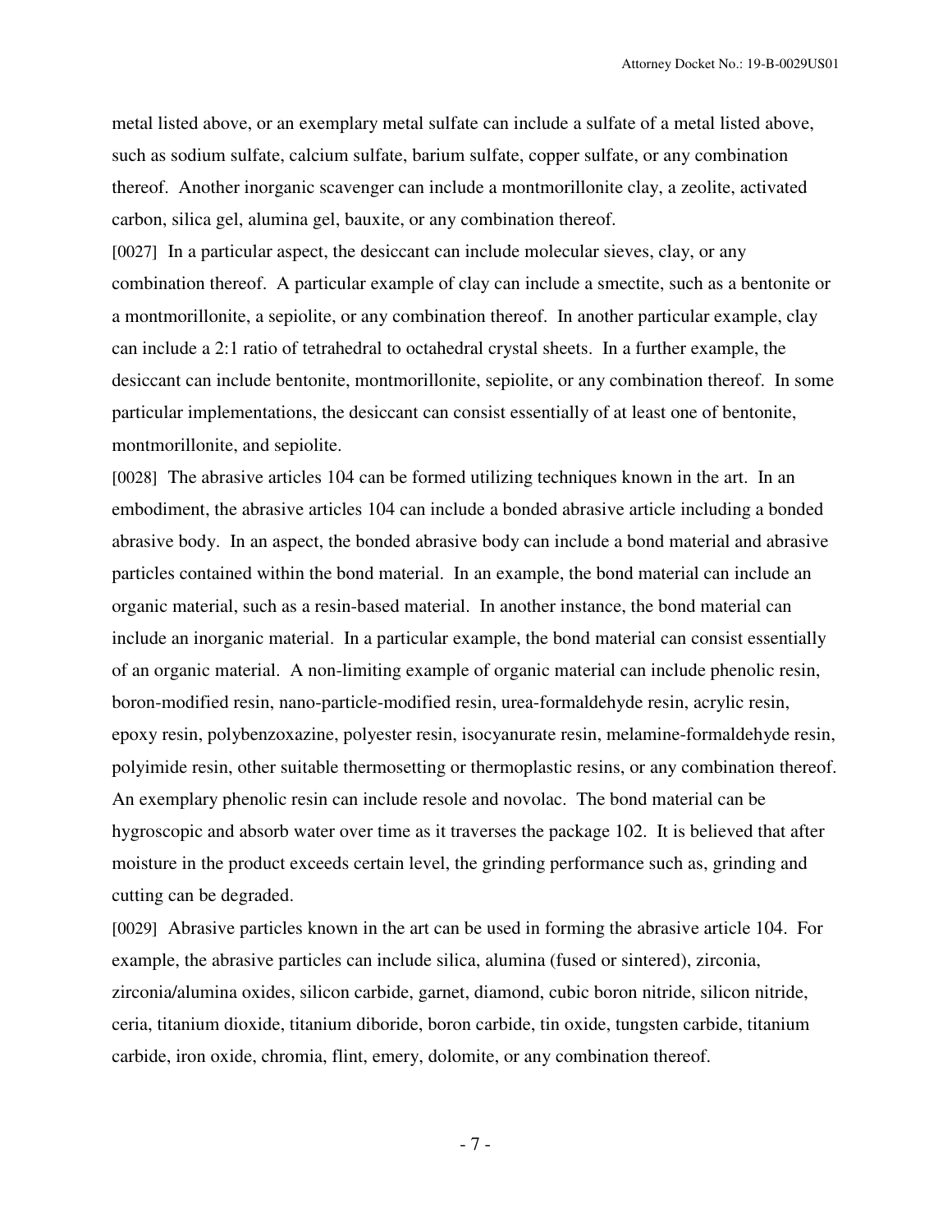metal listed above, or an exemplary metal sulfate can include a sulfate of a metal listed above, such as sodium sulfate, calcium sulfate, barium sulfate, copper sulfate, or any combination thereof. Another inorganic scavenger can include a montmorillonite clay, a zeolite, activated carbon, silica gel, alumina gel, bauxite, or any combination thereof.

[0027] In a particular aspect, the desiccant can include molecular sieves, clay, or any combination thereof. A particular example of clay can include a smectite, such as a bentonite or a montmorillonite, a sepiolite, or any combination thereof. In another particular example, clay can include a 2:1 ratio of tetrahedral to octahedral crystal sheets. In a further example, the desiccant can include bentonite, montmorillonite, sepiolite, or any combination thereof. In some particular implementations, the desiccant can consist essentially of at least one of bentonite, montmorillonite, and sepiolite.

[0028] The abrasive articles 104 can be formed utilizing techniques known in the art. In an embodiment, the abrasive articles 104 can include a bonded abrasive article including a bonded abrasive body. In an aspect, the bonded abrasive body can include a bond material and abrasive particles contained within the bond material. In an example, the bond material can include an organic material, such as a resin-based material. In another instance, the bond material can include an inorganic material. In a particular example, the bond material can consist essentially of an organic material. A non-limiting example of organic material can include phenolic resin, boron-modified resin, nano-particle-modified resin, urea-formaldehyde resin, acrylic resin, epoxy resin, polybenzoxazine, polyester resin, isocyanurate resin, melamine-formaldehyde resin, polyimide resin, other suitable thermosetting or thermoplastic resins, or any combination thereof. An exemplary phenolic resin can include resole and novolac. The bond material can be hygroscopic and absorb water over time as it traverses the package 102. It is believed that after moisture in the product exceeds certain level, the grinding performance such as, grinding and cutting can be degraded.

[0029] Abrasive particles known in the art can be used in forming the abrasive article 104. For example, the abrasive particles can include silica, alumina (fused or sintered), zirconia, zirconia/alumina oxides, silicon carbide, garnet, diamond, cubic boron nitride, silicon nitride, ceria, titanium dioxide, titanium diboride, boron carbide, tin oxide, tungsten carbide, titanium carbide, iron oxide, chromia, flint, emery, dolomite, or any combination thereof.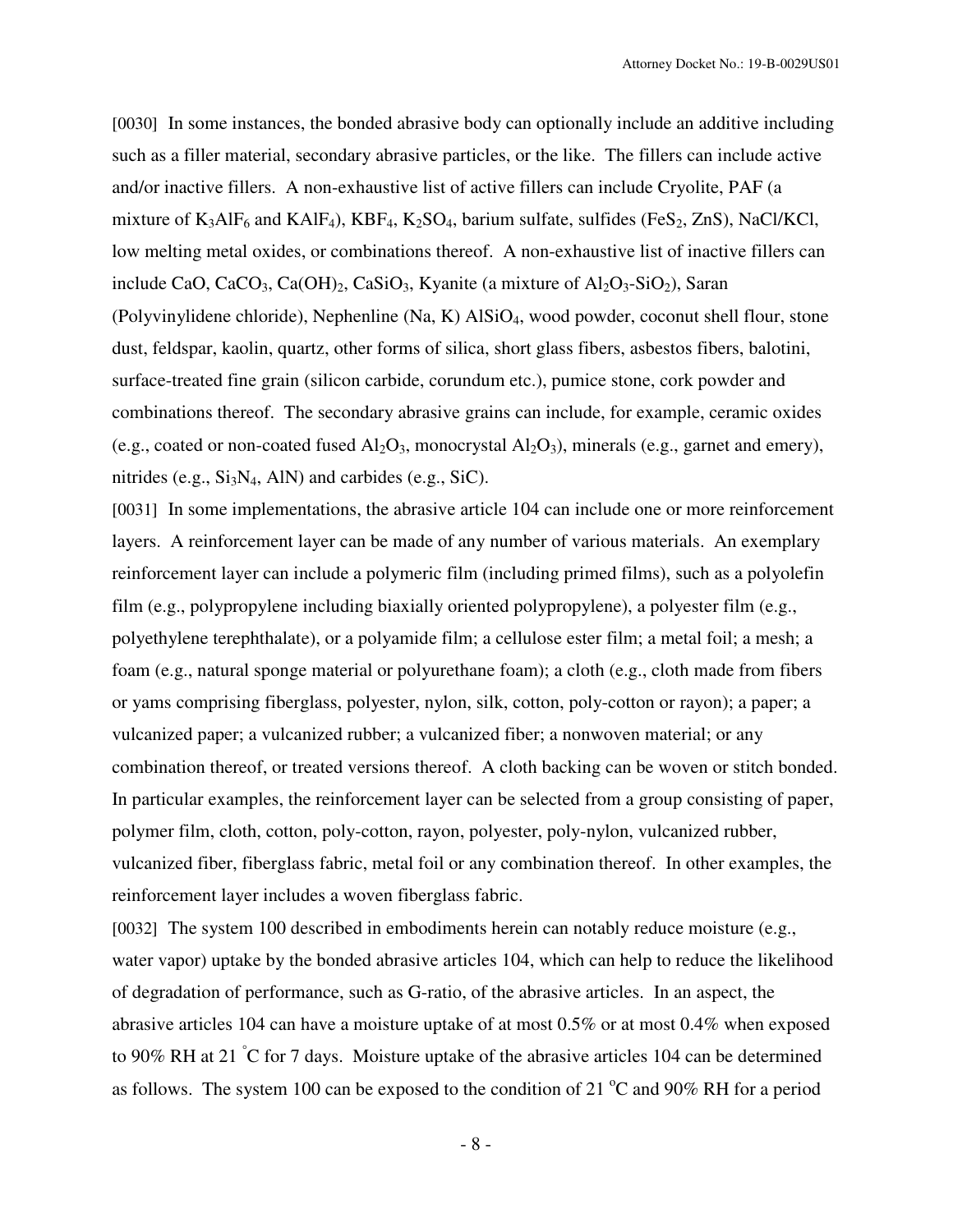[0030] In some instances, the bonded abrasive body can optionally include an additive including such as a filler material, secondary abrasive particles, or the like. The fillers can include active and/or inactive fillers. A non-exhaustive list of active fillers can include Cryolite, PAF (a mixture of $K_3AlF_6$ and $KAlF_4$), $KBF_4$, $K_2SO_4$, barium sulfate, sulfides ($FeS_2$, ZnS), NaCl/KCl, low melting metal oxides, or combinations thereof. A non-exhaustive list of inactive fillers can include CaO, $CaCO_3$, $Ca(OH)_2$, $CaSiO_3$, Kyanite (a mixture of $Al_2O_3$-$SiO_2$), Saran (Polyvinylidene chloride), Nephenline (Na, K) $AlSiO_4$, wood powder, coconut shell flour, stone dust, feldspar, kaolin, quartz, other forms of silica, short glass fibers, asbestos fibers, balotini, surface-treated fine grain (silicon carbide, corundum etc.), pumice stone, cork powder and combinations thereof. The secondary abrasive grains can include, for example, ceramic oxides (e.g., coated or non-coated fused $Al_2O_3$, monocrystal $Al_2O_3$), minerals (e.g., garnet and emery), nitrides (e.g., $Si_3N_4$, AlN) and carbides (e.g., SiC).

[0031] In some implementations, the abrasive article 104 can include one or more reinforcement layers. A reinforcement layer can be made of any number of various materials. An exemplary reinforcement layer can include a polymeric film (including primed films), such as a polyolefin film (e.g., polypropylene including biaxially oriented polypropylene), a polyester film (e.g., polyethylene terephthalate), or a polyamide film; a cellulose ester film; a metal foil; a mesh; a foam (e.g., natural sponge material or polyurethane foam); a cloth (e.g., cloth made from fibers or yams comprising fiberglass, polyester, nylon, silk, cotton, poly-cotton or rayon); a paper; a vulcanized paper; a vulcanized rubber; a vulcanized fiber; a nonwoven material; or any combination thereof, or treated versions thereof. A cloth backing can be woven or stitch bonded. In particular examples, the reinforcement layer can be selected from a group consisting of paper, polymer film, cloth, cotton, poly-cotton, rayon, polyester, poly-nylon, vulcanized rubber, vulcanized fiber, fiberglass fabric, metal foil or any combination thereof. In other examples, the reinforcement layer includes a woven fiberglass fabric.

[0032] The system 100 described in embodiments herein can notably reduce moisture (e.g., water vapor) uptake by the bonded abrasive articles 104, which can help to reduce the likelihood of degradation of performance, such as G-ratio, of the abrasive articles. In an aspect, the abrasive articles 104 can have a moisture uptake of at most 0.5% or at most 0.4% when exposed to 90% RH at 21 °C for 7 days. Moisture uptake of the abrasive articles 104 can be determined as follows. The system 100 can be exposed to the condition of 21 °C and 90% RH for a period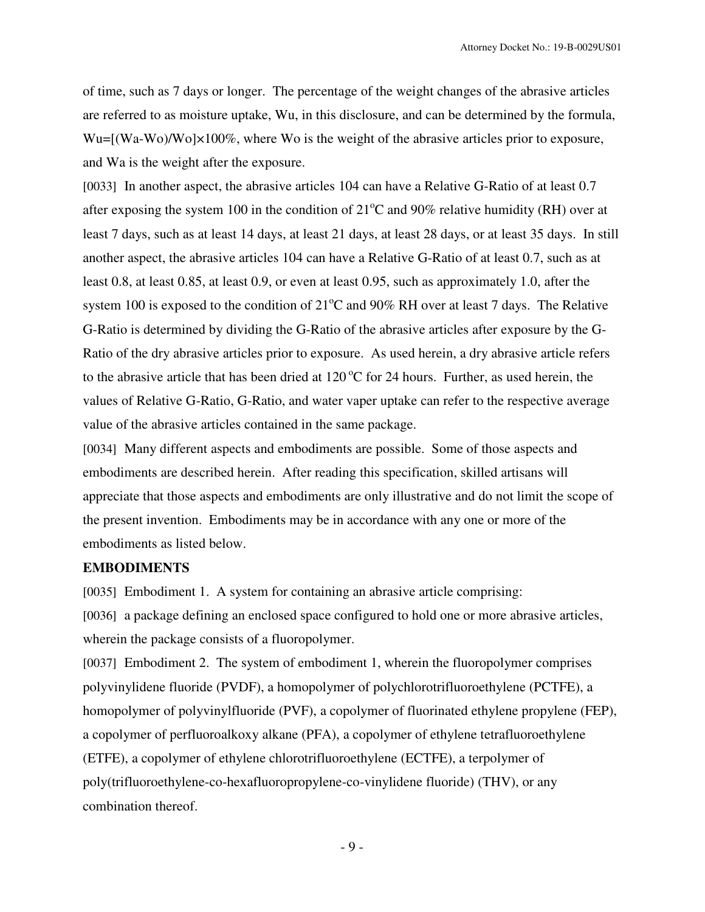of time, such as 7 days or longer. The percentage of the weight changes of the abrasive articles are referred to as moisture uptake, Wu, in this disclosure, and can be determined by the formula, $Wu=[(Wa-Wo)/Wo]\times100\%$, where Wo is the weight of the abrasive articles prior to exposure, and Wa is the weight after the exposure.

[0033] In another aspect, the abrasive articles 104 can have a Relative G-Ratio of at least 0.7 after exposing the system 100 in the condition of 21°C and 90% relative humidity (RH) over at least 7 days, such as at least 14 days, at least 21 days, at least 28 days, or at least 35 days. In still another aspect, the abrasive articles 104 can have a Relative G-Ratio of at least 0.7, such as at least 0.8, at least 0.85, at least 0.9, or even at least 0.95, such as approximately 1.0, after the system 100 is exposed to the condition of 21°C and 90% RH over at least 7 days. The Relative G-Ratio is determined by dividing the G-Ratio of the abrasive articles after exposure by the G-Ratio of the dry abrasive articles prior to exposure. As used herein, a dry abrasive article refers to the abrasive article that has been dried at 120 °C for 24 hours. Further, as used herein, the values of Relative G-Ratio, G-Ratio, and water vaper uptake can refer to the respective average value of the abrasive articles contained in the same package.

[0034] Many different aspects and embodiments are possible. Some of those aspects and embodiments are described herein. After reading this specification, skilled artisans will appreciate that those aspects and embodiments are only illustrative and do not limit the scope of the present invention. Embodiments may be in accordance with any one or more of the embodiments as listed below.

**EMBODIMENTS**

[0035] Embodiment 1. A system for containing an abrasive article comprising:

[0036] a package defining an enclosed space configured to hold one or more abrasive articles, wherein the package consists of a fluoropolymer.

[0037] Embodiment 2. The system of embodiment 1, wherein the fluoropolymer comprises polyvinylidene fluoride (PVDF), a homopolymer of polychlorotrifluoroethylene (PCTFE), a homopolymer of polyvinylfluoride (PVF), a copolymer of fluorinated ethylene propylene (FEP), a copolymer of perfluoroalkoxy alkane (PFA), a copolymer of ethylene tetrafluoroethylene (ETFE), a copolymer of ethylene chlorotrifluoroethylene (ECTFE), a terpolymer of poly(trifluoroethylene-co-hexafluoropropylene-co-vinylidene fluoride) (THV), or any combination thereof.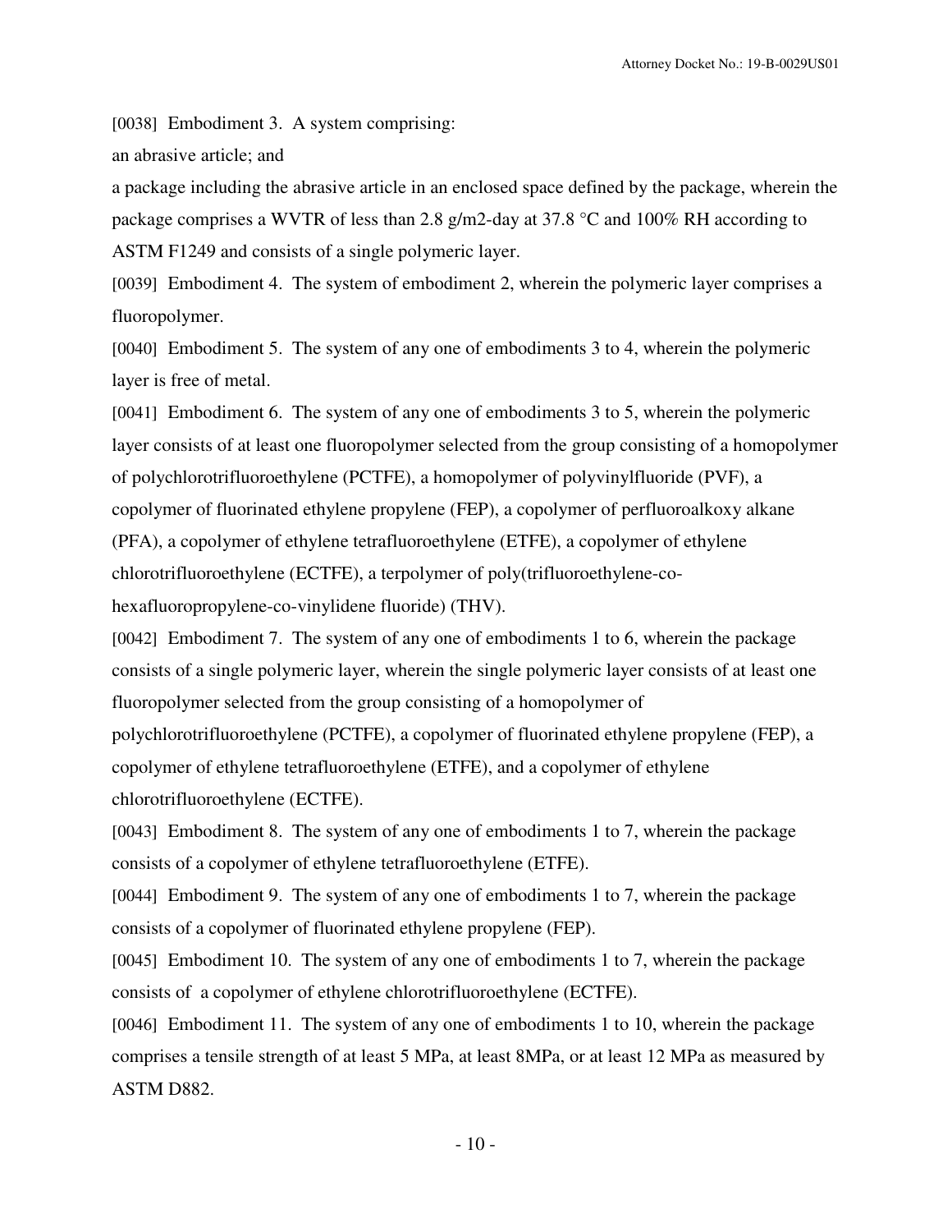[0038] Embodiment 3. A system comprising:

an abrasive article; and

a package including the abrasive article in an enclosed space defined by the package, wherein the package comprises a WVTR of less than 2.8 g/m2-day at 37.8 °C and 100% RH according to ASTM F1249 and consists of a single polymeric layer.

[0039] Embodiment 4. The system of embodiment 2, wherein the polymeric layer comprises a fluoropolymer.

[0040] Embodiment 5. The system of any one of embodiments 3 to 4, wherein the polymeric layer is free of metal.

[0041] Embodiment 6. The system of any one of embodiments 3 to 5, wherein the polymeric layer consists of at least one fluoropolymer selected from the group consisting of a homopolymer of polychlorotrifluoroethylene (PCTFE), a homopolymer of polyvinylfluoride (PVF), a copolymer of fluorinated ethylene propylene (FEP), a copolymer of perfluoroalkoxy alkane (PFA), a copolymer of ethylene tetrafluoroethylene (ETFE), a copolymer of ethylene chlorotrifluoroethylene (ECTFE), a terpolymer of poly(trifluoroethylene-co-hexafluoropropylene-co-vinylidene fluoride) (THV).

[0042] Embodiment 7. The system of any one of embodiments 1 to 6, wherein the package consists of a single polymeric layer, wherein the single polymeric layer consists of at least one fluoropolymer selected from the group consisting of a homopolymer of polychlorotrifluoroethylene (PCTFE), a copolymer of fluorinated ethylene propylene (FEP), a copolymer of ethylene tetrafluoroethylene (ETFE), and a copolymer of ethylene chlorotrifluoroethylene (ECTFE).

[0043] Embodiment 8. The system of any one of embodiments 1 to 7, wherein the package consists of a copolymer of ethylene tetrafluoroethylene (ETFE).

[0044] Embodiment 9. The system of any one of embodiments 1 to 7, wherein the package consists of a copolymer of fluorinated ethylene propylene (FEP).

[0045] Embodiment 10. The system of any one of embodiments 1 to 7, wherein the package consists of a copolymer of ethylene chlorotrifluoroethylene (ECTFE).

[0046] Embodiment 11. The system of any one of embodiments 1 to 10, wherein the package comprises a tensile strength of at least 5 MPa, at least 8MPa, or at least 12 MPa as measured by ASTM D882.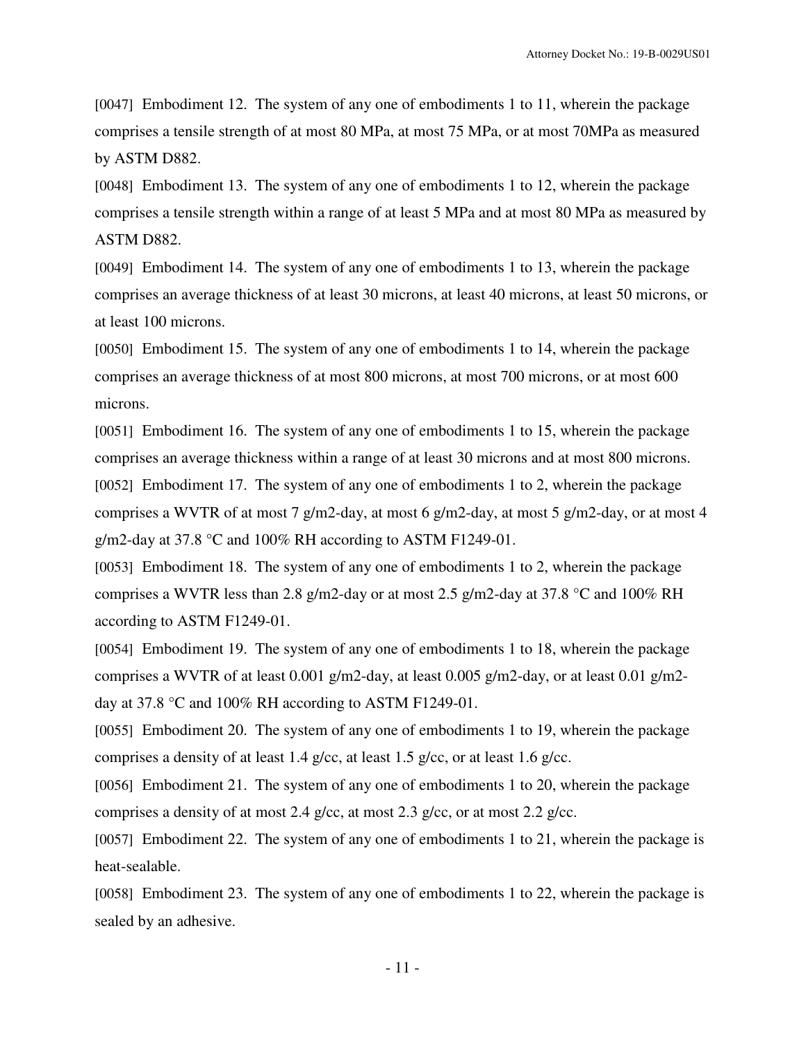[0047] Embodiment 12. The system of any one of embodiments 1 to 11, wherein the package comprises a tensile strength of at most 80 MPa, at most 75 MPa, or at most 70MPa as measured by ASTM D882.

[0048] Embodiment 13. The system of any one of embodiments 1 to 12, wherein the package comprises a tensile strength within a range of at least 5 MPa and at most 80 MPa as measured by ASTM D882.

[0049] Embodiment 14. The system of any one of embodiments 1 to 13, wherein the package comprises an average thickness of at least 30 microns, at least 40 microns, at least 50 microns, or at least 100 microns.

[0050] Embodiment 15. The system of any one of embodiments 1 to 14, wherein the package comprises an average thickness of at most 800 microns, at most 700 microns, or at most 600 microns.

[0051] Embodiment 16. The system of any one of embodiments 1 to 15, wherein the package comprises an average thickness within a range of at least 30 microns and at most 800 microns.

[0052] Embodiment 17. The system of any one of embodiments 1 to 2, wherein the package comprises a WVTR of at most 7 g/m2-day, at most 6 g/m2-day, at most 5 g/m2-day, or at most 4 g/m2-day at 37.8 °C and 100% RH according to ASTM F1249-01.

[0053] Embodiment 18. The system of any one of embodiments 1 to 2, wherein the package comprises a WVTR less than 2.8 g/m2-day or at most 2.5 g/m2-day at 37.8 °C and 100% RH according to ASTM F1249-01.

[0054] Embodiment 19. The system of any one of embodiments 1 to 18, wherein the package comprises a WVTR of at least 0.001 g/m2-day, at least 0.005 g/m2-day, or at least 0.01 g/m2-day at 37.8 °C and 100% RH according to ASTM F1249-01.

[0055] Embodiment 20. The system of any one of embodiments 1 to 19, wherein the package comprises a density of at least 1.4 g/cc, at least 1.5 g/cc, or at least 1.6 g/cc.

[0056] Embodiment 21. The system of any one of embodiments 1 to 20, wherein the package comprises a density of at most 2.4 g/cc, at most 2.3 g/cc, or at most 2.2 g/cc.

[0057] Embodiment 22. The system of any one of embodiments 1 to 21, wherein the package is heat-sealable.

[0058] Embodiment 23. The system of any one of embodiments 1 to 22, wherein the package is sealed by an adhesive.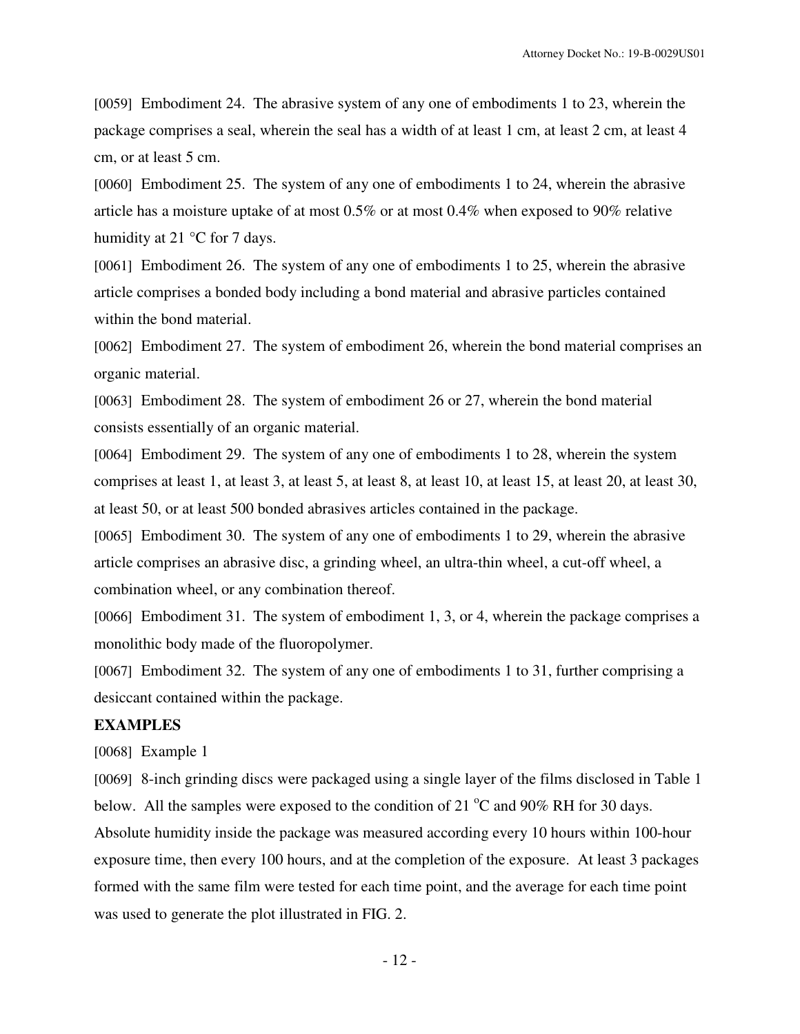[0059] Embodiment 24. The abrasive system of any one of embodiments 1 to 23, wherein the package comprises a seal, wherein the seal has a width of at least 1 cm, at least 2 cm, at least 4 cm, or at least 5 cm.

[0060] Embodiment 25. The system of any one of embodiments 1 to 24, wherein the abrasive article has a moisture uptake of at most 0.5% or at most 0.4% when exposed to 90% relative humidity at 21 °C for 7 days.

[0061] Embodiment 26. The system of any one of embodiments 1 to 25, wherein the abrasive article comprises a bonded body including a bond material and abrasive particles contained within the bond material.

[0062] Embodiment 27. The system of embodiment 26, wherein the bond material comprises an organic material.

[0063] Embodiment 28. The system of embodiment 26 or 27, wherein the bond material consists essentially of an organic material.

[0064] Embodiment 29. The system of any one of embodiments 1 to 28, wherein the system comprises at least 1, at least 3, at least 5, at least 8, at least 10, at least 15, at least 20, at least 30, at least 50, or at least 500 bonded abrasives articles contained in the package.

[0065] Embodiment 30. The system of any one of embodiments 1 to 29, wherein the abrasive article comprises an abrasive disc, a grinding wheel, an ultra-thin wheel, a cut-off wheel, a combination wheel, or any combination thereof.

[0066] Embodiment 31. The system of embodiment 1, 3, or 4, wherein the package comprises a monolithic body made of the fluoropolymer.

[0067] Embodiment 32. The system of any one of embodiments 1 to 31, further comprising a desiccant contained within the package.

**EXAMPLES**

[0068] Example 1

[0069] 8-inch grinding discs were packaged using a single layer of the films disclosed in Table 1 below. All the samples were exposed to the condition of 21 °C and 90% RH for 30 days. Absolute humidity inside the package was measured according every 10 hours within 100-hour exposure time, then every 100 hours, and at the completion of the exposure. At least 3 packages formed with the same film were tested for each time point, and the average for each time point was used to generate the plot illustrated in FIG. 2.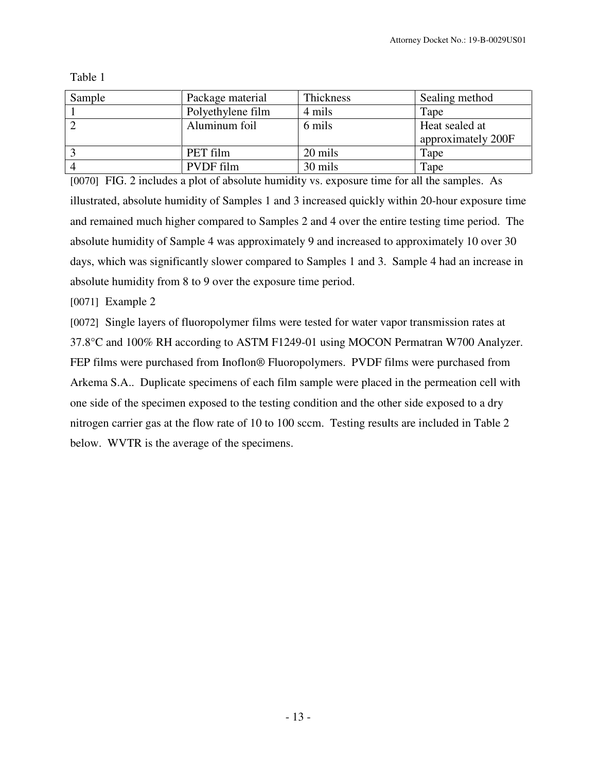Table 1

| Sample | Package material | Thickness | Sealing method |
|---|---|---|---|
| 1 | Polyethylene film | 4 mils | Tape |
| 2 | Aluminum foil | 6 mils | Heat sealed at approximately 200F |
| 3 | PET film | 20 mils | Tape |
| 4 | PVDF film | 30 mils | Tape |

[0070] FIG. 2 includes a plot of absolute humidity vs. exposure time for all the samples. As illustrated, absolute humidity of Samples 1 and 3 increased quickly within 20-hour exposure time and remained much higher compared to Samples 2 and 4 over the entire testing time period. The absolute humidity of Sample 4 was approximately 9 and increased to approximately 10 over 30 days, which was significantly slower compared to Samples 1 and 3. Sample 4 had an increase in absolute humidity from 8 to 9 over the exposure time period.

[0071] Example 2

[0072] Single layers of fluoropolymer films were tested for water vapor transmission rates at 37.8°C and 100% RH according to ASTM F1249-01 using MOCON Permatran W700 Analyzer. FEP films were purchased from Inoflon® Fluoropolymers. PVDF films were purchased from Arkema S.A.. Duplicate specimens of each film sample were placed in the permeation cell with one side of the specimen exposed to the testing condition and the other side exposed to a dry nitrogen carrier gas at the flow rate of 10 to 100 sccm. Testing results are included in Table 2 below. WVTR is the average of the specimens.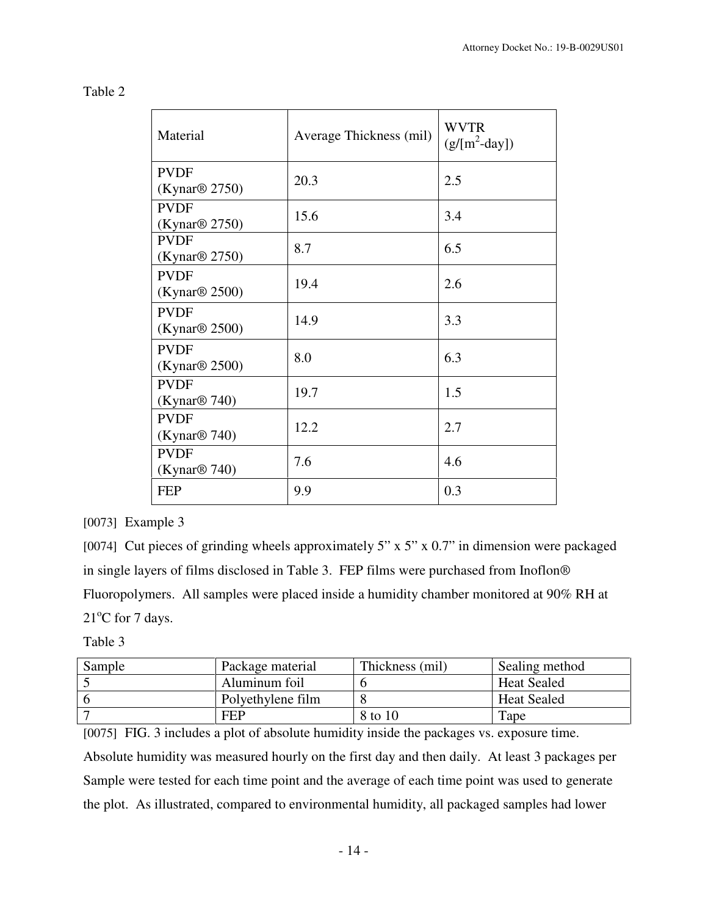Table 2

| Material | Average Thickness (mil) | WVTR ($g/[m^2$-day]) |
|---|---|---|
| PVDF (Kynar® 2750) | 20.3 | 2.5 |
| PVDF (Kynar® 2750) | 15.6 | 3.4 |
| PVDF (Kynar® 2750) | 8.7 | 6.5 |
| PVDF (Kynar® 2500) | 19.4 | 2.6 |
| PVDF (Kynar® 2500) | 14.9 | 3.3 |
| PVDF (Kynar® 2500) | 8.0 | 6.3 |
| PVDF (Kynar® 740) | 19.7 | 1.5 |
| PVDF (Kynar® 740) | 12.2 | 2.7 |
| PVDF (Kynar® 740) | 7.6 | 4.6 |
| FEP | 9.9 | 0.3 |

[0073] Example 3

[0074] Cut pieces of grinding wheels approximately 5" x 5" x 0.7" in dimension were packaged in single layers of films disclosed in Table 3. FEP films were purchased from Inoflon® Fluoropolymers. All samples were placed inside a humidity chamber monitored at 90% RH at 21°C for 7 days.

Table 3

| Sample | Package material | Thickness (mil) | Sealing method |
|---|---|---|---|
| 5 | Aluminum foil | 6 | Heat Sealed |
| 6 | Polyethylene film | 8 | Heat Sealed |
| 7 | FEP | 8 to 10 | Tape |

[0075] FIG. 3 includes a plot of absolute humidity inside the packages vs. exposure time. Absolute humidity was measured hourly on the first day and then daily. At least 3 packages per Sample were tested for each time point and the average of each time point was used to generate the plot. As illustrated, compared to environmental humidity, all packaged samples had lower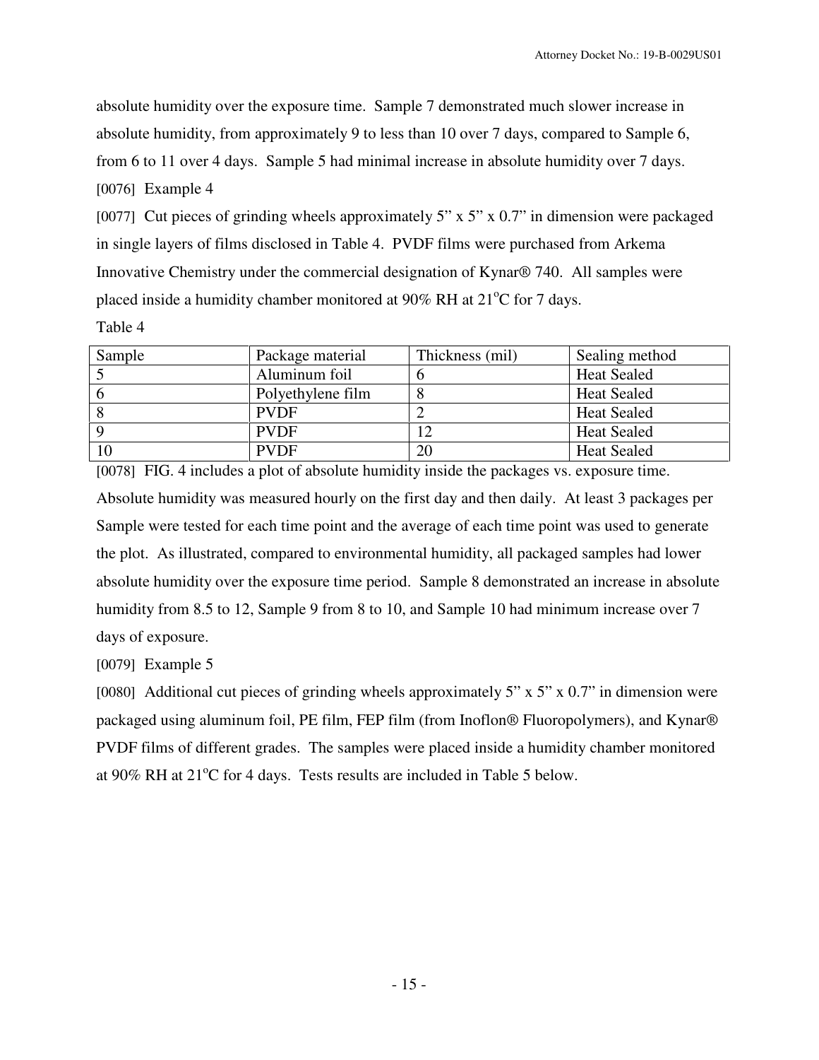absolute humidity over the exposure time. Sample 7 demonstrated much slower increase in absolute humidity, from approximately 9 to less than 10 over 7 days, compared to Sample 6, from 6 to 11 over 4 days. Sample 5 had minimal increase in absolute humidity over 7 days.

[0076] Example 4

[0077] Cut pieces of grinding wheels approximately 5" x 5" x 0.7" in dimension were packaged in single layers of films disclosed in Table 4. PVDF films were purchased from Arkema Innovative Chemistry under the commercial designation of Kynar® 740. All samples were placed inside a humidity chamber monitored at 90% RH at 21°C for 7 days.

Table 4

| Sample | Package material | Thickness (mil) | Sealing method |
|---|---|---|---|
| 5 | Aluminum foil | 6 | Heat Sealed |
| 6 | Polyethylene film | 8 | Heat Sealed |
| 8 | PVDF | 2 | Heat Sealed |
| 9 | PVDF | 12 | Heat Sealed |
| 10 | PVDF | 20 | Heat Sealed |

[0078] FIG. 4 includes a plot of absolute humidity inside the packages vs. exposure time. Absolute humidity was measured hourly on the first day and then daily. At least 3 packages per Sample were tested for each time point and the average of each time point was used to generate the plot. As illustrated, compared to environmental humidity, all packaged samples had lower absolute humidity over the exposure time period. Sample 8 demonstrated an increase in absolute humidity from 8.5 to 12, Sample 9 from 8 to 10, and Sample 10 had minimum increase over 7 days of exposure.

[0079] Example 5

[0080] Additional cut pieces of grinding wheels approximately 5" x 5" x 0.7" in dimension were packaged using aluminum foil, PE film, FEP film (from Inoflon® Fluoropolymers), and Kynar® PVDF films of different grades. The samples were placed inside a humidity chamber monitored at 90% RH at 21°C for 4 days. Tests results are included in Table 5 below.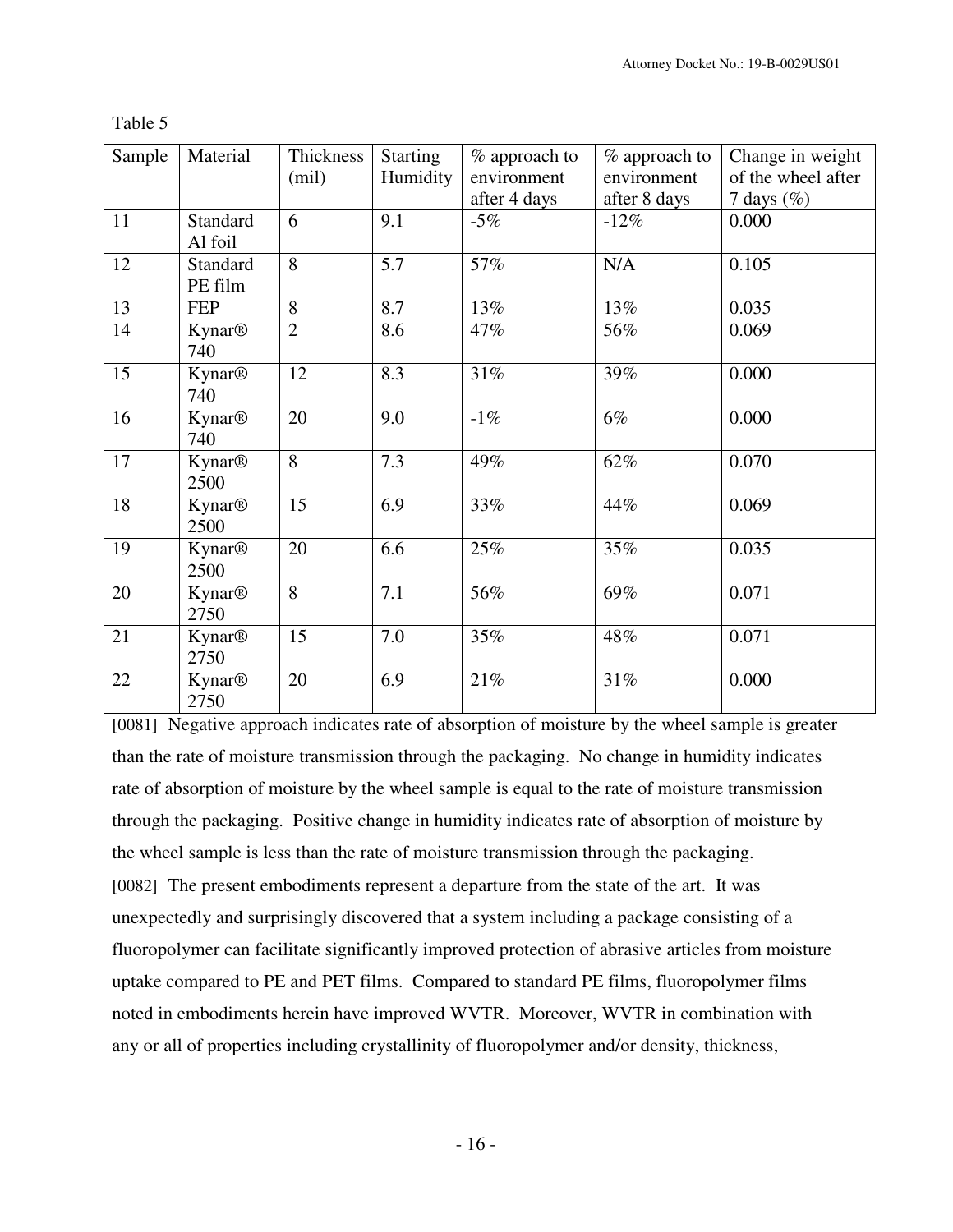Table 5

| Sample | Material | Thickness (mil) | Starting Humidity | % approach to environment after 4 days | % approach to environment after 8 days | Change in weight of the wheel after 7 days (%) |
|---|---|---|---|---|---|---|
| 11 | Standard Al foil | 6 | 9.1 | -5% | -12% | 0.000 |
| 12 | Standard PE film | 8 | 5.7 | 57% | N/A | 0.105 |
| 13 | FEP | 8 | 8.7 | 13% | 13% | 0.035 |
| 14 | Kynar® 740 | 2 | 8.6 | 47% | 56% | 0.069 |
| 15 | Kynar® 740 | 12 | 8.3 | 31% | 39% | 0.000 |
| 16 | Kynar® 740 | 20 | 9.0 | -1% | 6% | 0.000 |
| 17 | Kynar® 2500 | 8 | 7.3 | 49% | 62% | 0.070 |
| 18 | Kynar® 2500 | 15 | 6.9 | 33% | 44% | 0.069 |
| 19 | Kynar® 2500 | 20 | 6.6 | 25% | 35% | 0.035 |
| 20 | Kynar® 2750 | 8 | 7.1 | 56% | 69% | 0.071 |
| 21 | Kynar® 2750 | 15 | 7.0 | 35% | 48% | 0.071 |
| 22 | Kynar® 2750 | 20 | 6.9 | 21% | 31% | 0.000 |

[0081] Negative approach indicates rate of absorption of moisture by the wheel sample is greater than the rate of moisture transmission through the packaging. No change in humidity indicates rate of absorption of moisture by the wheel sample is equal to the rate of moisture transmission through the packaging. Positive change in humidity indicates rate of absorption of moisture by the wheel sample is less than the rate of moisture transmission through the packaging.

[0082] The present embodiments represent a departure from the state of the art. It was unexpectedly and surprisingly discovered that a system including a package consisting of a fluoropolymer can facilitate significantly improved protection of abrasive articles from moisture uptake compared to PE and PET films. Compared to standard PE films, fluoropolymer films noted in embodiments herein have improved WVTR. Moreover, WVTR in combination with any or all of properties including crystallinity of fluoropolymer and/or density, thickness,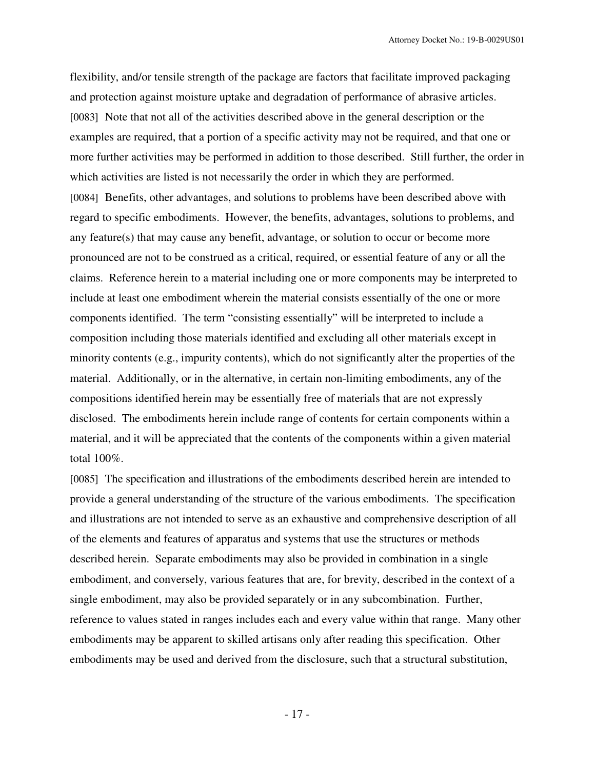flexibility, and/or tensile strength of the package are factors that facilitate improved packaging and protection against moisture uptake and degradation of performance of abrasive articles.

[0083] Note that not all of the activities described above in the general description or the examples are required, that a portion of a specific activity may not be required, and that one or more further activities may be performed in addition to those described. Still further, the order in which activities are listed is not necessarily the order in which they are performed.

[0084] Benefits, other advantages, and solutions to problems have been described above with regard to specific embodiments. However, the benefits, advantages, solutions to problems, and any feature(s) that may cause any benefit, advantage, or solution to occur or become more pronounced are not to be construed as a critical, required, or essential feature of any or all the claims. Reference herein to a material including one or more components may be interpreted to include at least one embodiment wherein the material consists essentially of the one or more components identified. The term "consisting essentially" will be interpreted to include a composition including those materials identified and excluding all other materials except in minority contents (e.g., impurity contents), which do not significantly alter the properties of the material. Additionally, or in the alternative, in certain non-limiting embodiments, any of the compositions identified herein may be essentially free of materials that are not expressly disclosed. The embodiments herein include range of contents for certain components within a material, and it will be appreciated that the contents of the components within a given material total 100%.

[0085] The specification and illustrations of the embodiments described herein are intended to provide a general understanding of the structure of the various embodiments. The specification and illustrations are not intended to serve as an exhaustive and comprehensive description of all of the elements and features of apparatus and systems that use the structures or methods described herein. Separate embodiments may also be provided in combination in a single embodiment, and conversely, various features that are, for brevity, described in the context of a single embodiment, may also be provided separately or in any subcombination. Further, reference to values stated in ranges includes each and every value within that range. Many other embodiments may be apparent to skilled artisans only after reading this specification. Other embodiments may be used and derived from the disclosure, such that a structural substitution,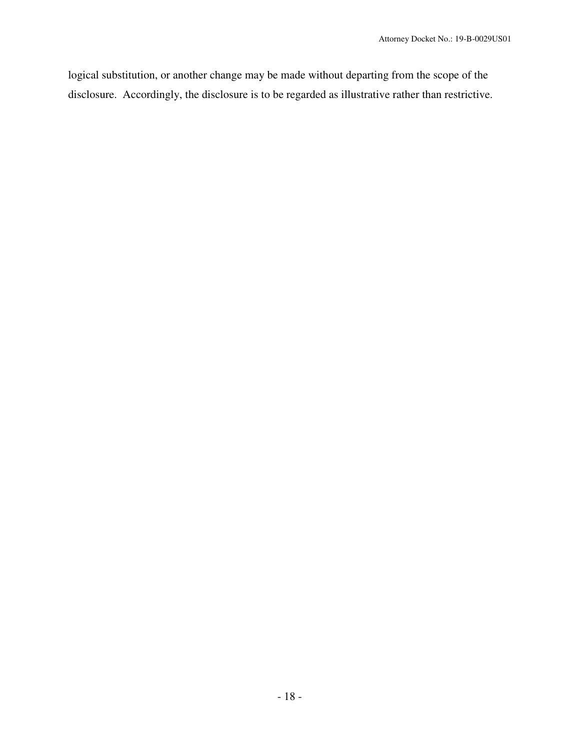logical substitution, or another change may be made without departing from the scope of the disclosure. Accordingly, the disclosure is to be regarded as illustrative rather than restrictive.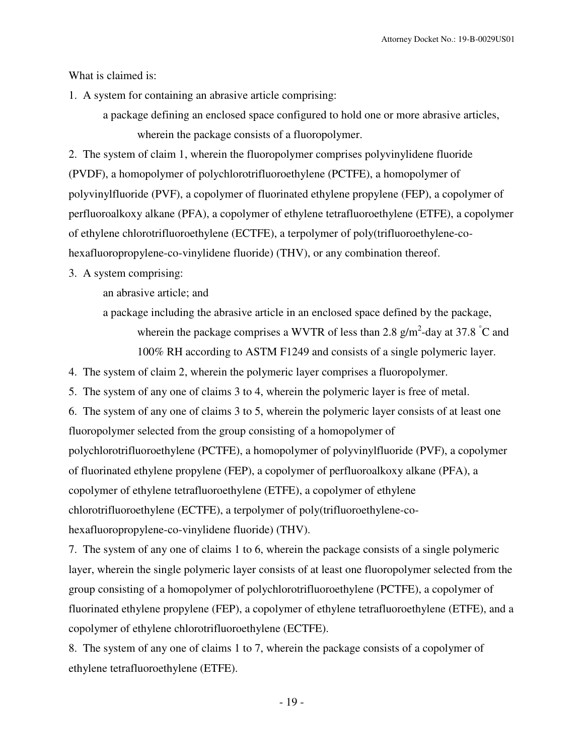What is claimed is:

1. A system for containing an abrasive article comprising:

   a package defining an enclosed space configured to hold one or more abrasive articles, wherein the package consists of a fluoropolymer.

2. The system of claim 1, wherein the fluoropolymer comprises polyvinylidene fluoride (PVDF), a homopolymer of polychlorotrifluoroethylene (PCTFE), a homopolymer of polyvinylfluoride (PVF), a copolymer of fluorinated ethylene propylene (FEP), a copolymer of perfluoroalkoxy alkane (PFA), a copolymer of ethylene tetrafluoroethylene (ETFE), a copolymer of ethylene chlorotrifluoroethylene (ECTFE), a terpolymer of poly(trifluoroethylene-co-hexafluoropropylene-co-vinylidene fluoride) (THV), or any combination thereof.

3. A system comprising:

   an abrasive article; and

   a package including the abrasive article in an enclosed space defined by the package, wherein the package comprises a WVTR of less than 2.8 $g/m^2$-day at 37.8 °C and 100% RH according to ASTM F1249 and consists of a single polymeric layer.

4. The system of claim 2, wherein the polymeric layer comprises a fluoropolymer.

5. The system of any one of claims 3 to 4, wherein the polymeric layer is free of metal.

6. The system of any one of claims 3 to 5, wherein the polymeric layer consists of at least one fluoropolymer selected from the group consisting of a homopolymer of polychlorotrifluoroethylene (PCTFE), a homopolymer of polyvinylfluoride (PVF), a copolymer of fluorinated ethylene propylene (FEP), a copolymer of perfluoroalkoxy alkane (PFA), a copolymer of ethylene tetrafluoroethylene (ETFE), a copolymer of ethylene chlorotrifluoroethylene (ECTFE), a terpolymer of poly(trifluoroethylene-co-hexafluoropropylene-co-vinylidene fluoride) (THV).

7. The system of any one of claims 1 to 6, wherein the package consists of a single polymeric layer, wherein the single polymeric layer consists of at least one fluoropolymer selected from the group consisting of a homopolymer of polychlorotrifluoroethylene (PCTFE), a copolymer of fluorinated ethylene propylene (FEP), a copolymer of ethylene tetrafluoroethylene (ETFE), and a copolymer of ethylene chlorotrifluoroethylene (ECTFE).

8. The system of any one of claims 1 to 7, wherein the package consists of a copolymer of ethylene tetrafluoroethylene (ETFE).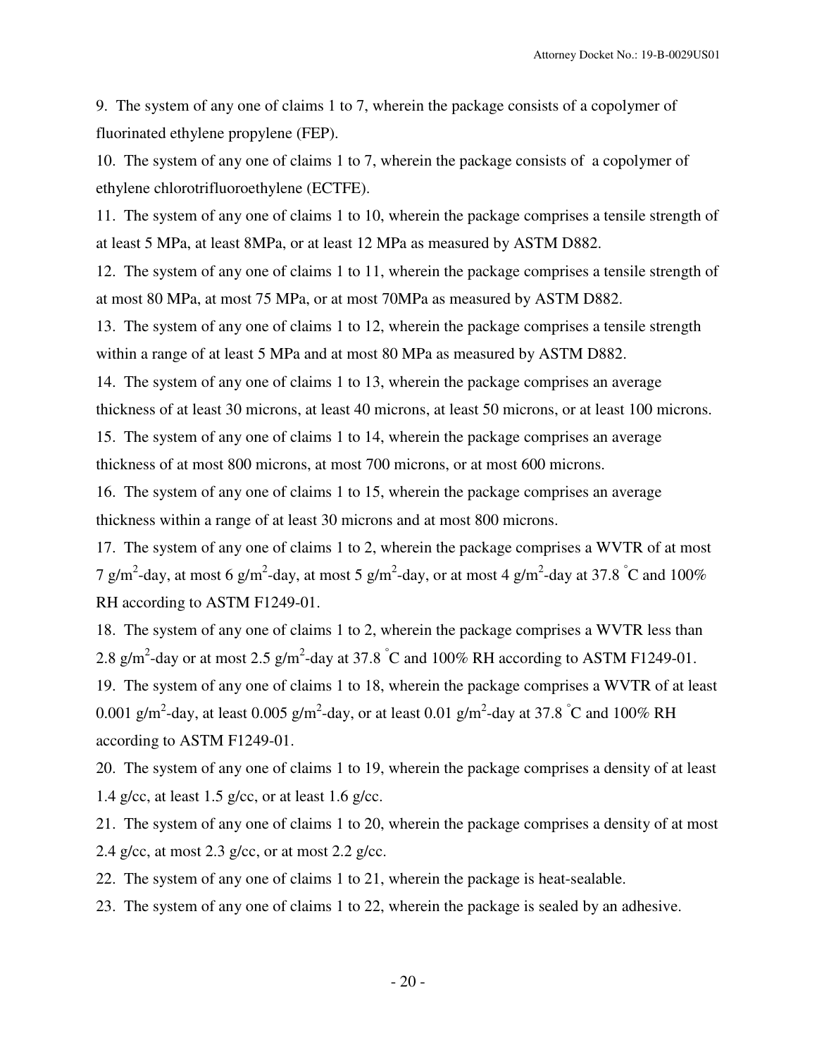9. The system of any one of claims 1 to 7, wherein the package consists of a copolymer of fluorinated ethylene propylene (FEP).

10. The system of any one of claims 1 to 7, wherein the package consists of a copolymer of ethylene chlorotrifluoroethylene (ECTFE).

11. The system of any one of claims 1 to 10, wherein the package comprises a tensile strength of at least 5 MPa, at least 8MPa, or at least 12 MPa as measured by ASTM D882.

12. The system of any one of claims 1 to 11, wherein the package comprises a tensile strength of at most 80 MPa, at most 75 MPa, or at most 70MPa as measured by ASTM D882.

13. The system of any one of claims 1 to 12, wherein the package comprises a tensile strength within a range of at least 5 MPa and at most 80 MPa as measured by ASTM D882.

14. The system of any one of claims 1 to 13, wherein the package comprises an average thickness of at least 30 microns, at least 40 microns, at least 50 microns, or at least 100 microns.

15. The system of any one of claims 1 to 14, wherein the package comprises an average thickness of at most 800 microns, at most 700 microns, or at most 600 microns.

16. The system of any one of claims 1 to 15, wherein the package comprises an average thickness within a range of at least 30 microns and at most 800 microns.

17. The system of any one of claims 1 to 2, wherein the package comprises a WVTR of at most 7 $g/m^2$-day, at most 6 $g/m^2$-day, at most 5 $g/m^2$-day, or at most 4 $g/m^2$-day at 37.8 °C and 100% RH according to ASTM F1249-01.

18. The system of any one of claims 1 to 2, wherein the package comprises a WVTR less than 2.8 $g/m^2$-day or at most 2.5 $g/m^2$-day at 37.8 °C and 100% RH according to ASTM F1249-01.

19. The system of any one of claims 1 to 18, wherein the package comprises a WVTR of at least 0.001 $g/m^2$-day, at least 0.005 $g/m^2$-day, or at least 0.01 $g/m^2$-day at 37.8 °C and 100% RH according to ASTM F1249-01.

20. The system of any one of claims 1 to 19, wherein the package comprises a density of at least 1.4 g/cc, at least 1.5 g/cc, or at least 1.6 g/cc.

21. The system of any one of claims 1 to 20, wherein the package comprises a density of at most 2.4 g/cc, at most 2.3 g/cc, or at most 2.2 g/cc.

22. The system of any one of claims 1 to 21, wherein the package is heat-sealable.

23. The system of any one of claims 1 to 22, wherein the package is sealed by an adhesive.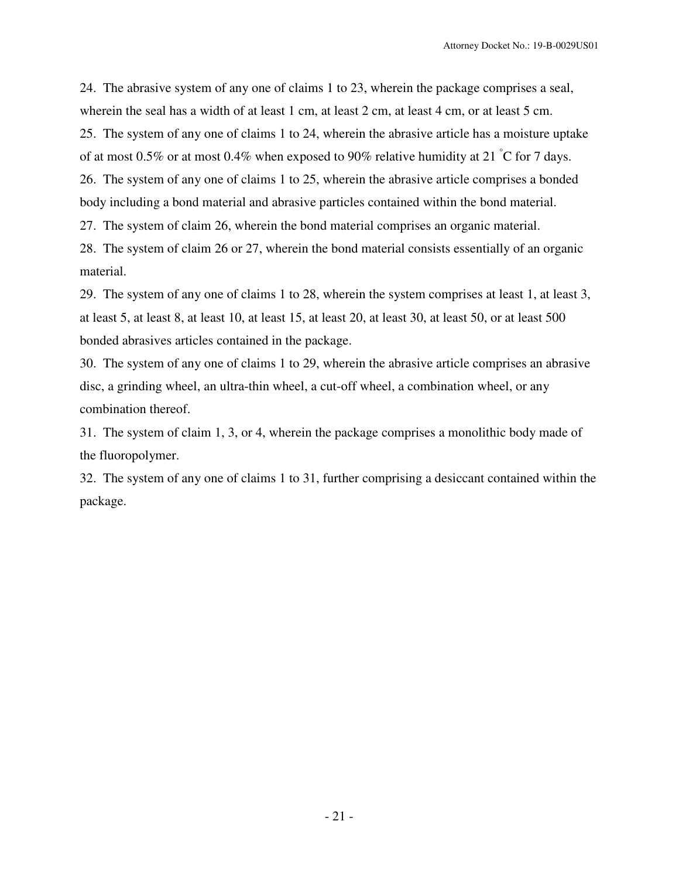24. The abrasive system of any one of claims 1 to 23, wherein the package comprises a seal, wherein the seal has a width of at least 1 cm, at least 2 cm, at least 4 cm, or at least 5 cm.

25. The system of any one of claims 1 to 24, wherein the abrasive article has a moisture uptake of at most 0.5% or at most 0.4% when exposed to 90% relative humidity at 21 °C for 7 days.

26. The system of any one of claims 1 to 25, wherein the abrasive article comprises a bonded body including a bond material and abrasive particles contained within the bond material.

27. The system of claim 26, wherein the bond material comprises an organic material.

28. The system of claim 26 or 27, wherein the bond material consists essentially of an organic material.

29. The system of any one of claims 1 to 28, wherein the system comprises at least 1, at least 3, at least 5, at least 8, at least 10, at least 15, at least 20, at least 30, at least 50, or at least 500 bonded abrasives articles contained in the package.

30. The system of any one of claims 1 to 29, wherein the abrasive article comprises an abrasive disc, a grinding wheel, an ultra-thin wheel, a cut-off wheel, a combination wheel, or any combination thereof.

31. The system of claim 1, 3, or 4, wherein the package comprises a monolithic body made of the fluoropolymer.

32. The system of any one of claims 1 to 31, further comprising a desiccant contained within the package.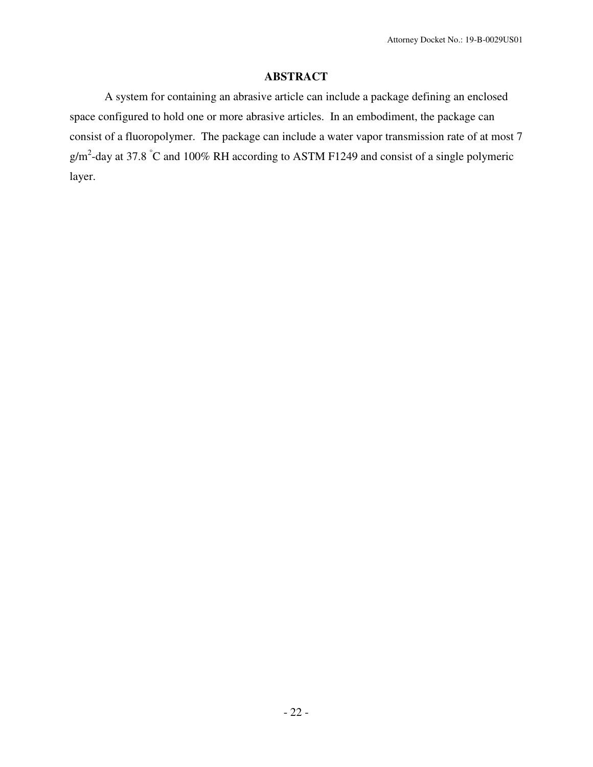# ABSTRACT

A system for containing an abrasive article can include a package defining an enclosed space configured to hold one or more abrasive articles. In an embodiment, the package can consist of a fluoropolymer. The package can include a water vapor transmission rate of at most 7 $g/m^2$-day at 37.8 °C and 100% RH according to ASTM F1249 and consist of a single polymeric layer.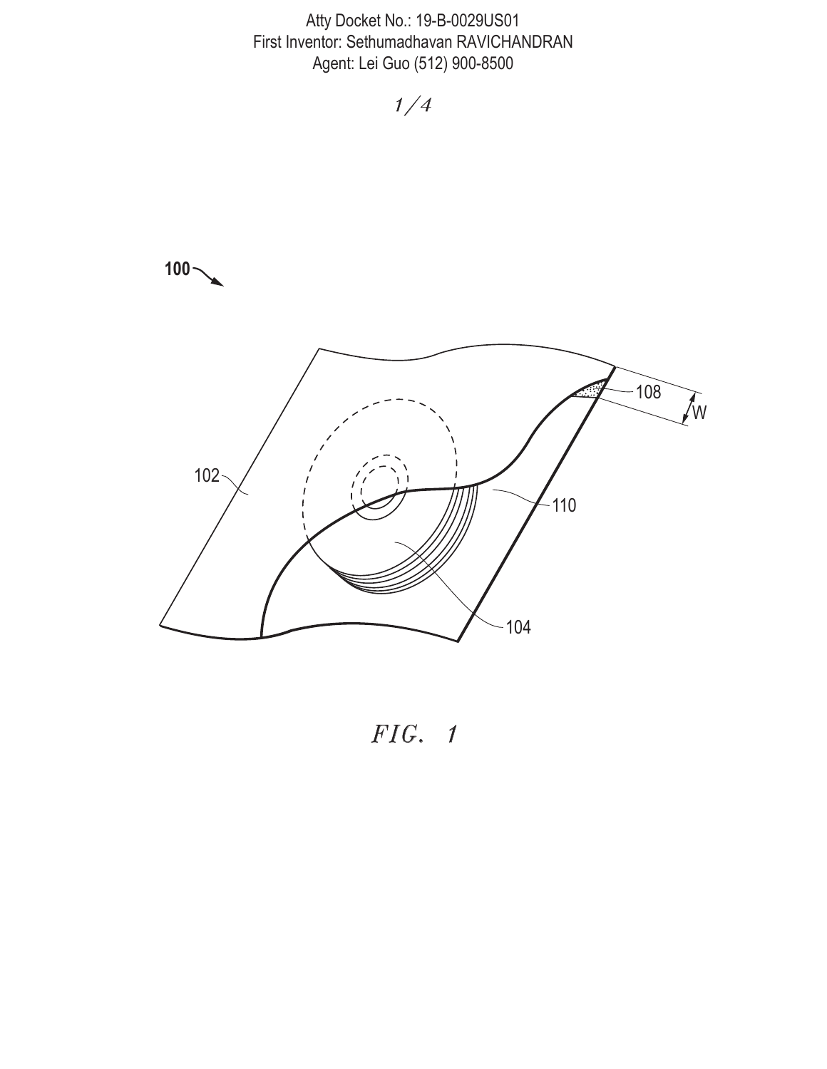Atty Docket No.: 19-B-0029US01
First Inventor: Sethumadhavan RAVICHANDRAN
Agent: Lei Guo (512) 900-8500

100

102

108

W

110

104

*FIG. 1*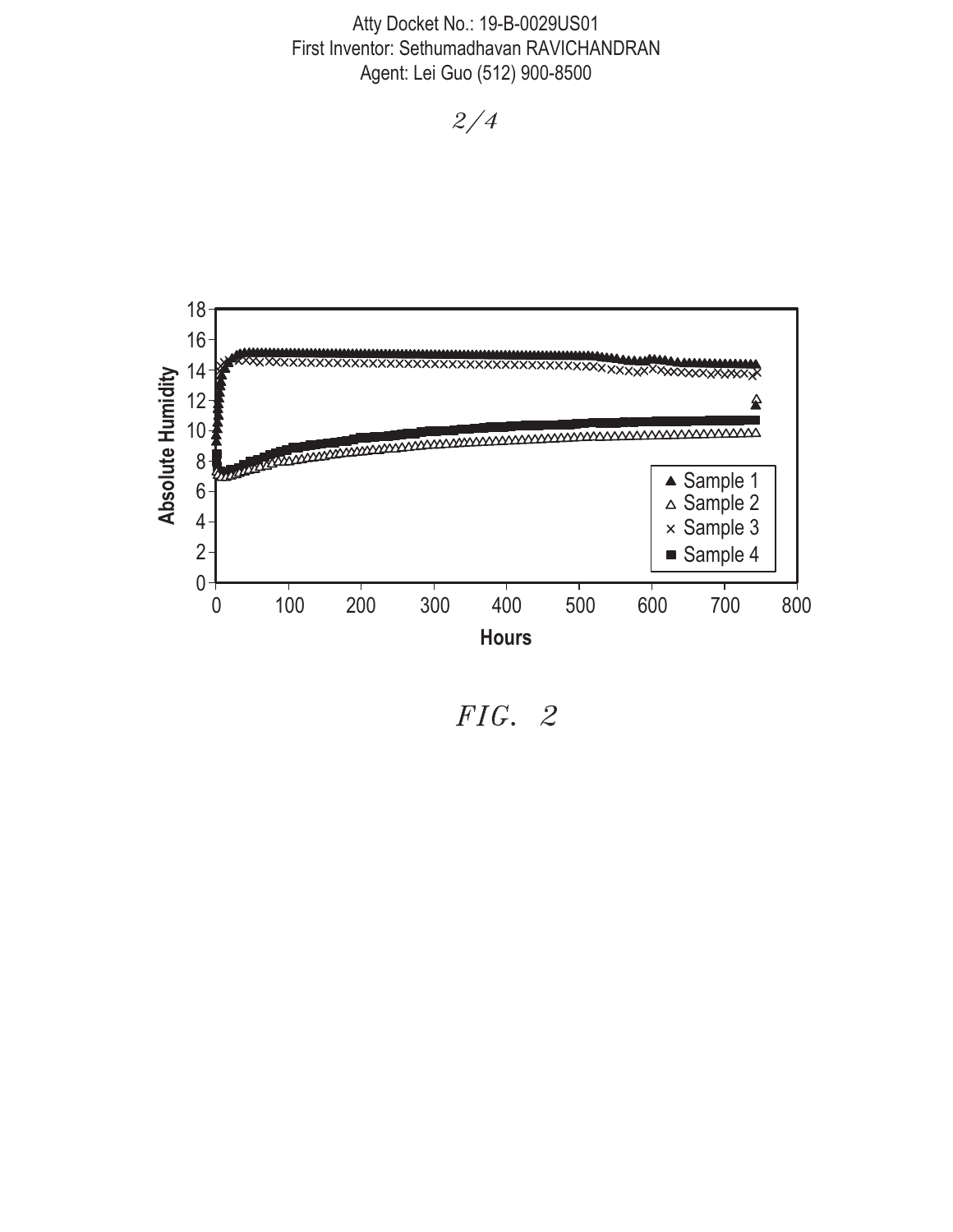FIG. 2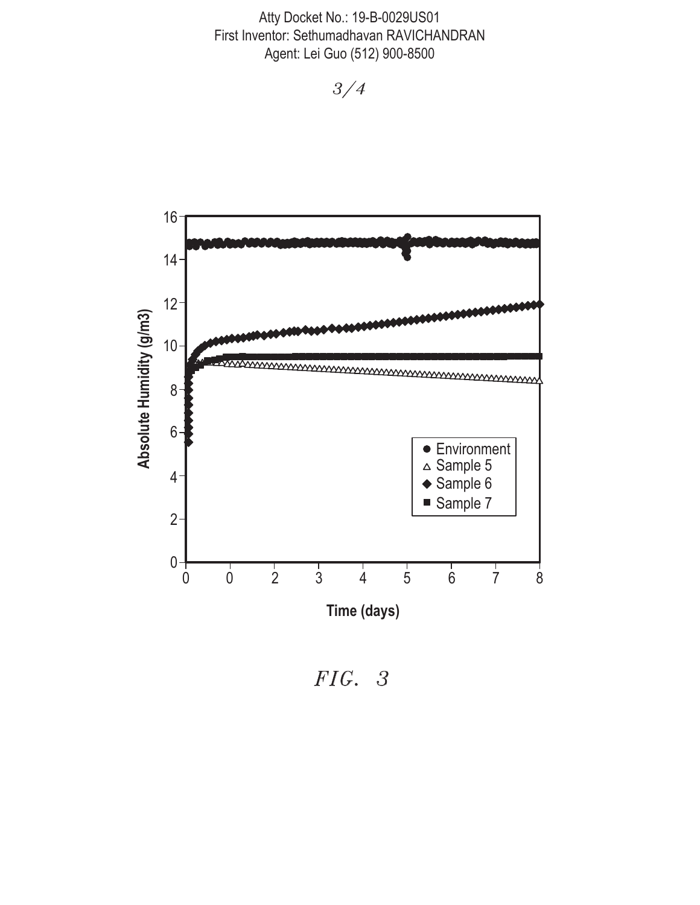Atty Docket No.: 19-B-0029US01
First Inventor: Sethumadhavan RAVICHANDRAN
Agent: Lei Guo (512) 900-8500

Absolute Humidity (g/m3)

Time (days)

- Environment
- Sample 5
- Sample 6
- Sample 7

*FIG. 3*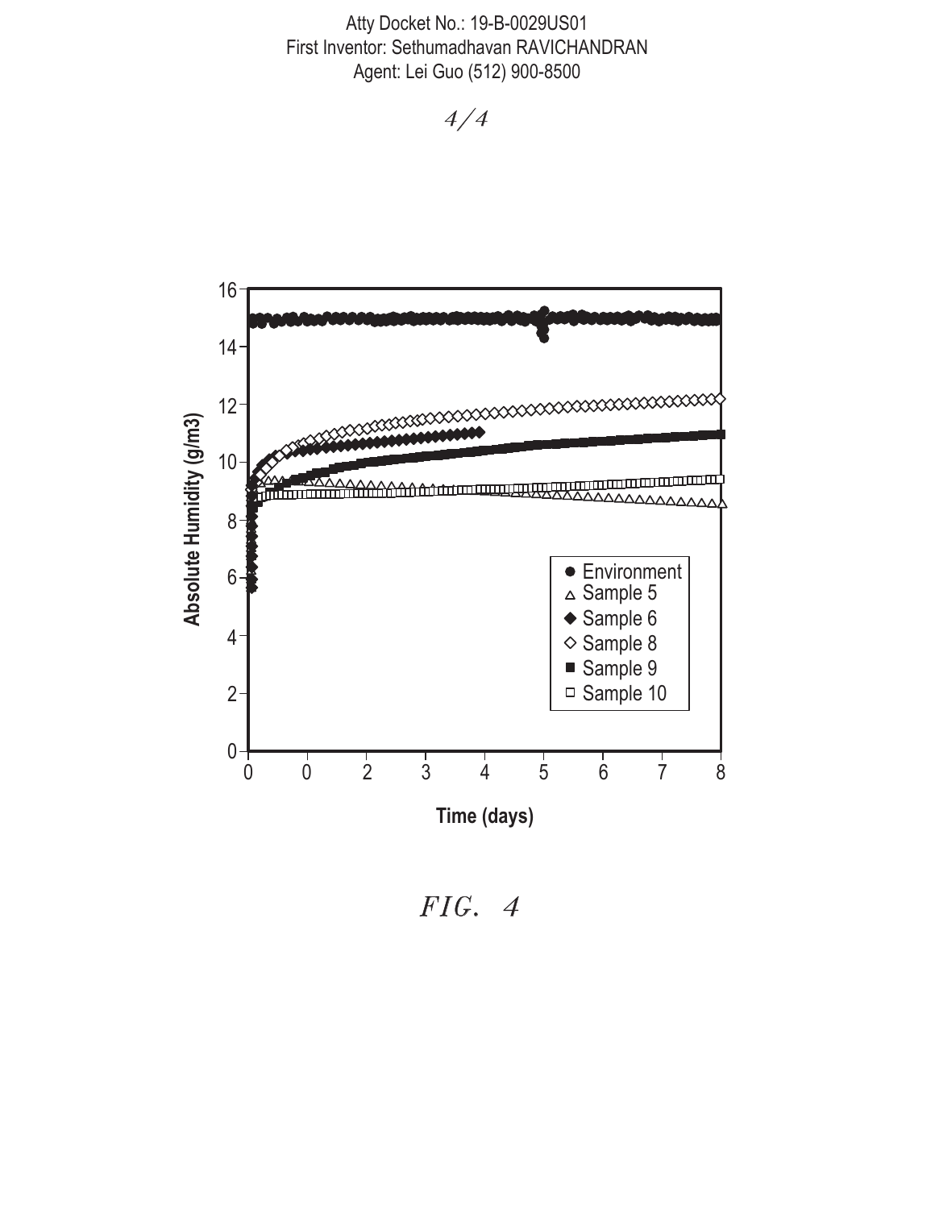Atty Docket No.: 19-B-0029US01
First Inventor: Sethumadhavan RAVICHANDRAN
Agent: Lei Guo (512) 900-8500

Absolute Humidity (g/m3)

16
14
12
10
8
6
4
2
0

0 0 2 3 4 5 6 7 8

Time (days)

● Environment
△ Sample 5
◆ Sample 6
◇ Sample 8
■ Sample 9
□ Sample 10

*FIG. 4*